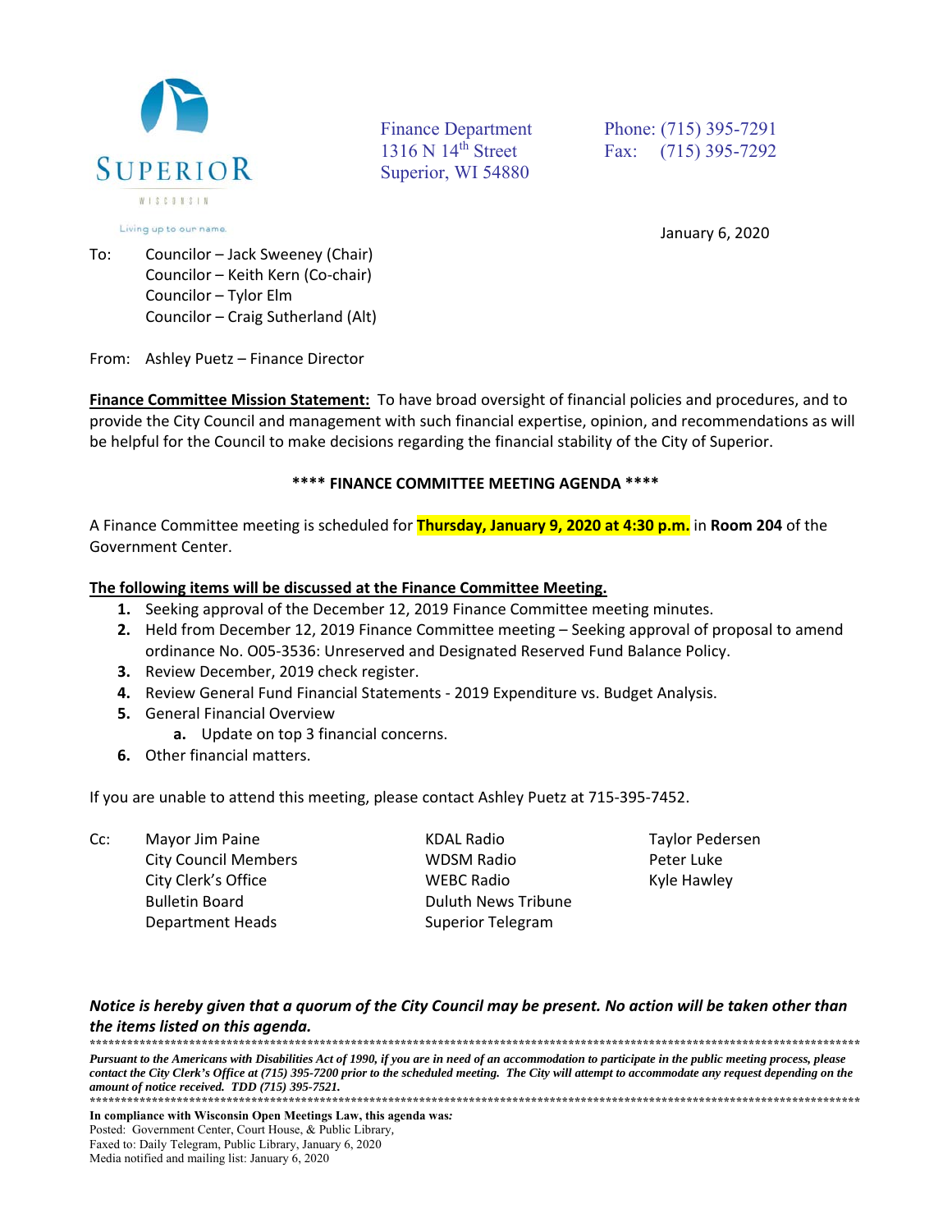SUPERIOR

WISCONSIN

Living up to our name.

Finance Department
1316 N 14th Street
Superior, WI 54880

Phone: (715) 395-7291
Fax: (715) 395-7292

January 6, 2020

To: Councilor – Jack Sweeney (Chair)
Councilor – Keith Kern (Co-chair)
Councilor – Tylor Elm
Councilor – Craig Sutherland (Alt)

From: Ashley Puetz – Finance Director

**Finance Committee Mission Statement:** To have broad oversight of financial policies and procedures, and to provide the City Council and management with such financial expertise, opinion, and recommendations as will be helpful for the Council to make decisions regarding the financial stability of the City of Superior.

**\*\*\*\* FINANCE COMMITTEE MEETING AGENDA \*\*\*\***

A Finance Committee meeting is scheduled for **Thursday, January 9, 2020 at 4:30 p.m.** in **Room 204** of the Government Center.

**The following items will be discussed at the Finance Committee Meeting.**

1. Seeking approval of the December 12, 2019 Finance Committee meeting minutes.
2. Held from December 12, 2019 Finance Committee meeting – Seeking approval of proposal to amend ordinance No. O05-3536: Unreserved and Designated Reserved Fund Balance Policy.
3. Review December, 2019 check register.
4. Review General Fund Financial Statements - 2019 Expenditure vs. Budget Analysis.
5. General Financial Overview
   a. Update on top 3 financial concerns.
6. Other financial matters.

If you are unable to attend this meeting, please contact Ashley Puetz at 715-395-7452.

Cc: Mayor Jim Paine
City Council Members
City Clerk's Office
Bulletin Board
Department Heads

KDAL Radio
WDSM Radio
WEBC Radio
Duluth News Tribune
Superior Telegram

Taylor Pedersen
Peter Luke
Kyle Hawley

***Notice is hereby given that a quorum of the City Council may be present. No action will be taken other than the items listed on this agenda.***

***Pursuant to the Americans with Disabilities Act of 1990, if you are in need of an accommodation to participate in the public meeting process, please contact the City Clerk's Office at (715) 395-7200 prior to the scheduled meeting. The City will attempt to accommodate any request depending on the amount of notice received. TDD (715) 395-7521.***

**In compliance with Wisconsin Open Meetings Law, this agenda was:**
Posted: Government Center, Court House, & Public Library,
Faxed to: Daily Telegram, Public Library, January 6, 2020
Media notified and mailing list: January 6, 2020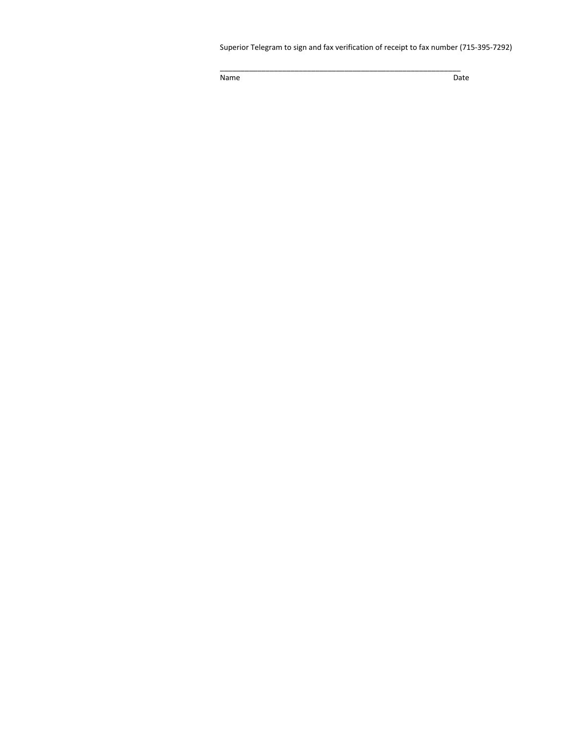Superior Telegram to sign and fax verification of receipt to fax number (715-395-7292)

\_\_\_\_\_\_\_\_\_\_\_\_\_\_\_\_\_\_\_\_\_\_\_\_\_\_\_\_\_\_\_\_\_\_\_\_\_\_\_\_\_\_\_\_\_\_\_\_\_\_\_\_\_\_\_\_\_\_\_\_

Name Date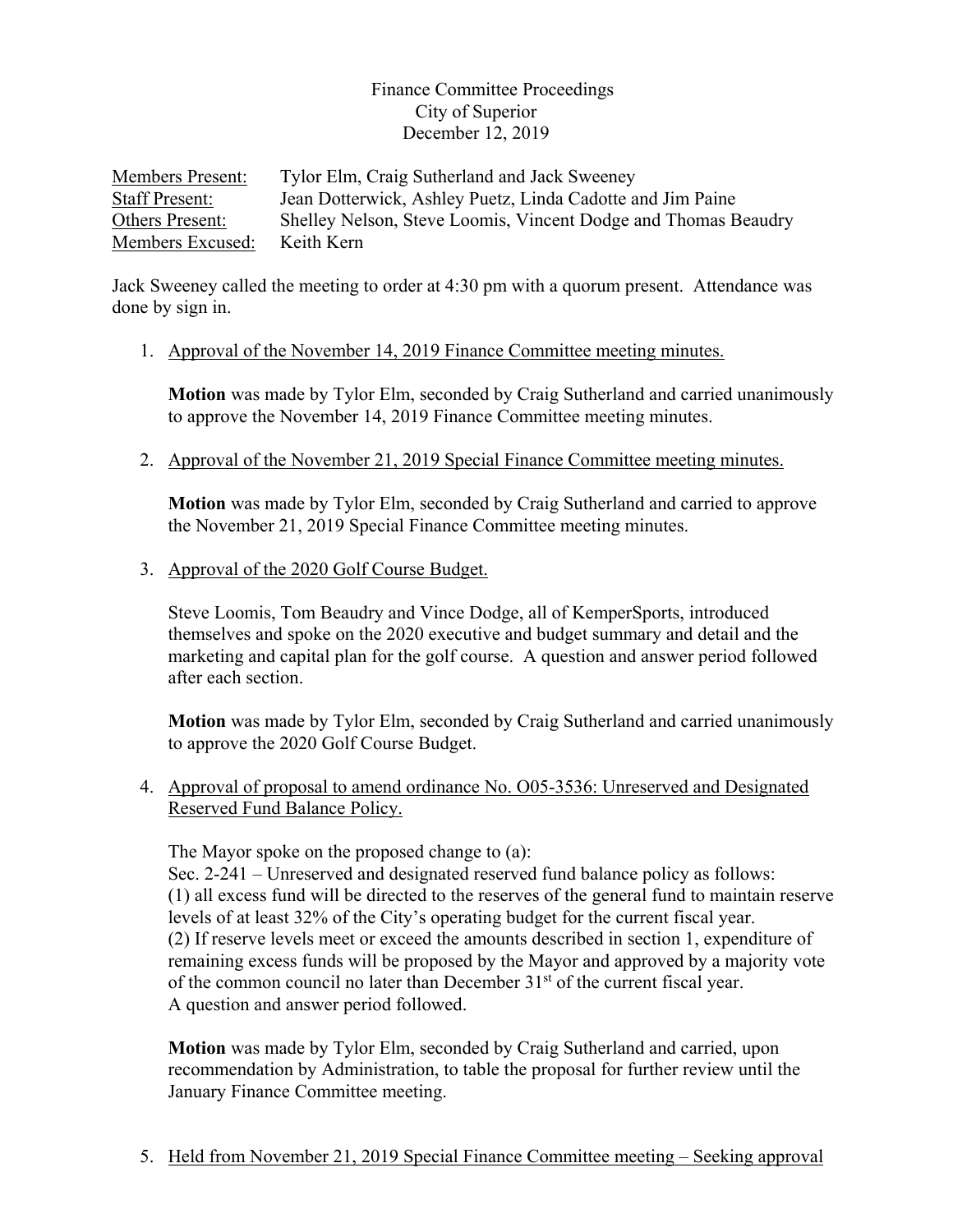Finance Committee Proceedings
City of Superior
December 12, 2019

Members Present: Tylor Elm, Craig Sutherland and Jack Sweeney
Staff Present: Jean Dotterwick, Ashley Puetz, Linda Cadotte and Jim Paine
Others Present: Shelley Nelson, Steve Loomis, Vincent Dodge and Thomas Beaudry
Members Excused: Keith Kern

Jack Sweeney called the meeting to order at 4:30 pm with a quorum present. Attendance was done by sign in.

1. Approval of the November 14, 2019 Finance Committee meeting minutes.

   **Motion** was made by Tylor Elm, seconded by Craig Sutherland and carried unanimously to approve the November 14, 2019 Finance Committee meeting minutes.

2. Approval of the November 21, 2019 Special Finance Committee meeting minutes.

   **Motion** was made by Tylor Elm, seconded by Craig Sutherland and carried to approve the November 21, 2019 Special Finance Committee meeting minutes.

3. Approval of the 2020 Golf Course Budget.

   Steve Loomis, Tom Beaudry and Vince Dodge, all of KemperSports, introduced themselves and spoke on the 2020 executive and budget summary and detail and the marketing and capital plan for the golf course. A question and answer period followed after each section.

   **Motion** was made by Tylor Elm, seconded by Craig Sutherland and carried unanimously to approve the 2020 Golf Course Budget.

4. Approval of proposal to amend ordinance No. O05-3536: Unreserved and Designated Reserved Fund Balance Policy.

   The Mayor spoke on the proposed change to (a):
   Sec. 2-241 – Unreserved and designated reserved fund balance policy as follows:
   (1) all excess fund will be directed to the reserves of the general fund to maintain reserve levels of at least 32% of the City's operating budget for the current fiscal year.
   (2) If reserve levels meet or exceed the amounts described in section 1, expenditure of remaining excess funds will be proposed by the Mayor and approved by a majority vote of the common council no later than December 31st of the current fiscal year.
   A question and answer period followed.

   **Motion** was made by Tylor Elm, seconded by Craig Sutherland and carried, upon recommendation by Administration, to table the proposal for further review until the January Finance Committee meeting.

5. Held from November 21, 2019 Special Finance Committee meeting – Seeking approval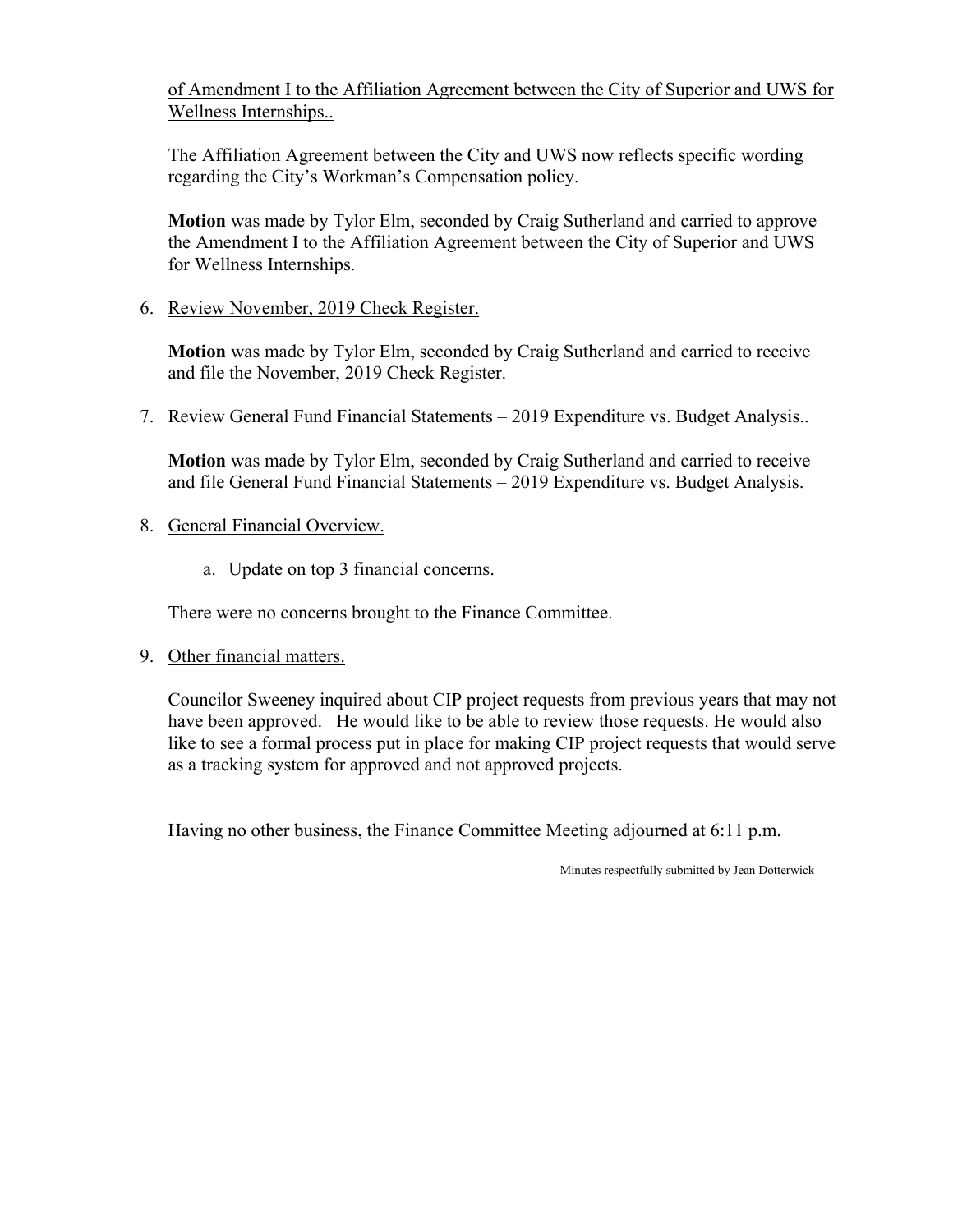of Amendment I to the Affiliation Agreement between the City of Superior and UWS for Wellness Internships..

The Affiliation Agreement between the City and UWS now reflects specific wording regarding the City's Workman's Compensation policy.

**Motion** was made by Tylor Elm, seconded by Craig Sutherland and carried to approve the Amendment I to the Affiliation Agreement between the City of Superior and UWS for Wellness Internships.

6. Review November, 2019 Check Register.

   **Motion** was made by Tylor Elm, seconded by Craig Sutherland and carried to receive and file the November, 2019 Check Register.

7. Review General Fund Financial Statements – 2019 Expenditure vs. Budget Analysis..

   **Motion** was made by Tylor Elm, seconded by Craig Sutherland and carried to receive and file General Fund Financial Statements – 2019 Expenditure vs. Budget Analysis.

8. General Financial Overview.

   a. Update on top 3 financial concerns.

   There were no concerns brought to the Finance Committee.

9. Other financial matters.

   Councilor Sweeney inquired about CIP project requests from previous years that may not have been approved. He would like to be able to review those requests. He would also like to see a formal process put in place for making CIP project requests that would serve as a tracking system for approved and not approved projects.

Having no other business, the Finance Committee Meeting adjourned at 6:11 p.m.

Minutes respectfully submitted by Jean Dotterwick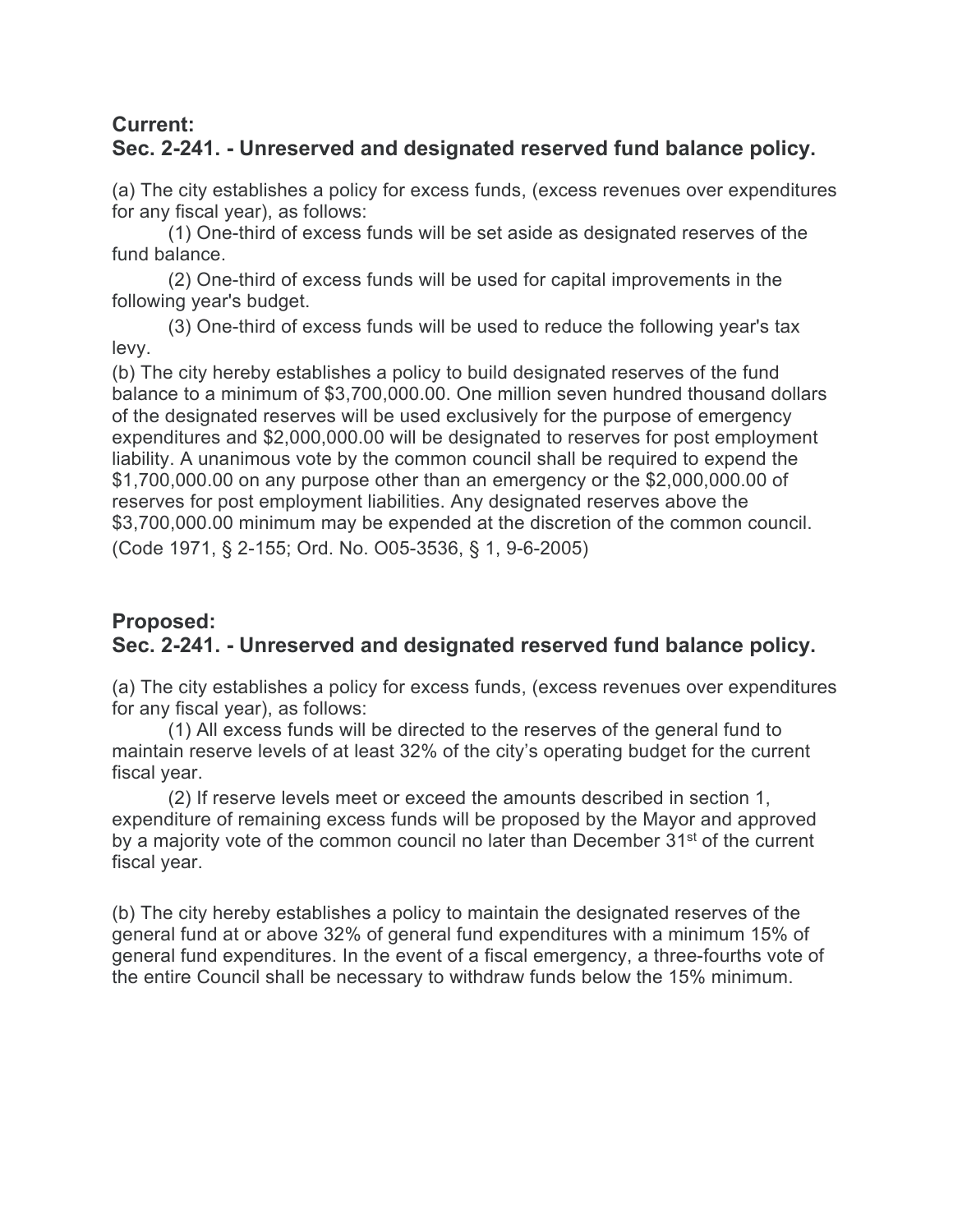**Current:**
## Sec. 2-241. - Unreserved and designated reserved fund balance policy.

(a) The city establishes a policy for excess funds, (excess revenues over expenditures for any fiscal year), as follows:

(1) One-third of excess funds will be set aside as designated reserves of the fund balance.

(2) One-third of excess funds will be used for capital improvements in the following year's budget.

(3) One-third of excess funds will be used to reduce the following year's tax levy.

(b) The city hereby establishes a policy to build designated reserves of the fund balance to a minimum of $3,700,000.00. One million seven hundred thousand dollars of the designated reserves will be used exclusively for the purpose of emergency expenditures and $2,000,000.00 will be designated to reserves for post employment liability. A unanimous vote by the common council shall be required to expend the $1,700,000.00 on any purpose other than an emergency or the $2,000,000.00 of reserves for post employment liabilities. Any designated reserves above the $3,700,000.00 minimum may be expended at the discretion of the common council.

(Code 1971, § 2-155; Ord. No. O05-3536, § 1, 9-6-2005)

**Proposed:**
## Sec. 2-241. - Unreserved and designated reserved fund balance policy.

(a) The city establishes a policy for excess funds, (excess revenues over expenditures for any fiscal year), as follows:

(1) All excess funds will be directed to the reserves of the general fund to maintain reserve levels of at least 32% of the city's operating budget for the current fiscal year.

(2) If reserve levels meet or exceed the amounts described in section 1, expenditure of remaining excess funds will be proposed by the Mayor and approved by a majority vote of the common council no later than December 31st of the current fiscal year.

(b) The city hereby establishes a policy to maintain the designated reserves of the general fund at or above 32% of general fund expenditures with a minimum 15% of general fund expenditures. In the event of a fiscal emergency, a three-fourths vote of the entire Council shall be necessary to withdraw funds below the 15% minimum.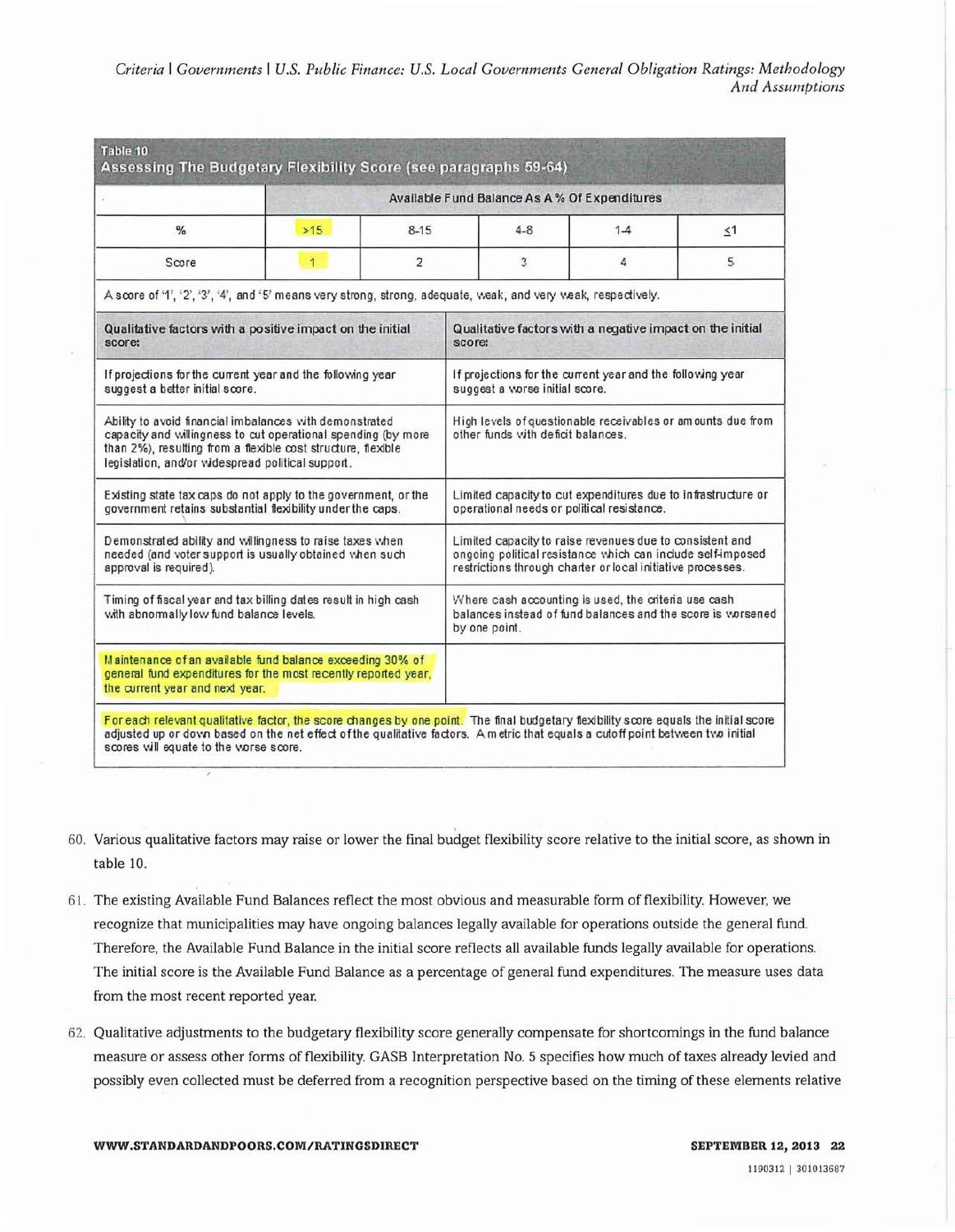**Table 10**

**Assessing The Budgetary Flexibility Score (see paragraphs 59-64)**

| | Available Fund Balance As A % Of Expenditures | | | | |
|---|---|---|---|---|---|
| % | >15 | 8-15 | 4-8 | 1-4 | ≤1 |
| Score | 1 | 2 | 3 | 4 | 5 |

A score of '1', '2', '3', '4', and '5' means very strong, strong, adequate, weak, and very weak, respectively.

| Qualitative factors with a positive impact on the initial score: | Qualitative factors with a negative impact on the initial score: |
|---|---|
| If projections for the current year and the following year suggest a better initial score. | If projections for the current year and the following year suggest a worse initial score. |
| Ability to avoid financial imbalances with demonstrated capacity and willingness to cut operational spending (by more than 2%), resulting from a flexible cost structure, flexible legislation, and/or widespread political support. | High levels of questionable receivables or amounts due from other funds with deficit balances. |
| Existing state tax caps do not apply to the government, or the government retains substantial flexibility under the caps. | Limited capacity to cut expenditures due to infrastructure or operational needs or political resistance. |
| Demonstrated ability and willingness to raise taxes when needed (and voter support is usually obtained when such approval is required). | Limited capacity to raise revenues due to consistent and ongoing political resistance which can include self-imposed restrictions through charter or local initiative processes. |
| Timing of fiscal year and tax billing dates result in high cash with abnormally low fund balance levels. | Where cash accounting is used, the criteria use cash balances instead of fund balances and the score is worsened by one point. |
| Maintenance of an available fund balance exceeding 30% of general fund expenditures for the most recently reported year, the current year and next year. | |

For each relevant qualitative factor, the score changes by one point. The final budgetary flexibility score equals the initial score adjusted up or down based on the net effect of the qualitative factors. A metric that equals a cutoff point between two initial scores will equate to the worse score.

60. Various qualitative factors may raise or lower the final budget flexibility score relative to the initial score, as shown in table 10.

61. The existing Available Fund Balances reflect the most obvious and measurable form of flexibility. However, we recognize that municipalities may have ongoing balances legally available for operations outside the general fund. Therefore, the Available Fund Balance in the initial score reflects all available funds legally available for operations. The initial score is the Available Fund Balance as a percentage of general fund expenditures. The measure uses data from the most recent reported year.

62. Qualitative adjustments to the budgetary flexibility score generally compensate for shortcomings in the fund balance measure or assess other forms of flexibility. GASB Interpretation No. 5 specifies how much of taxes already levied and possibly even collected must be deferred from a recognition perspective based on the timing of these elements relative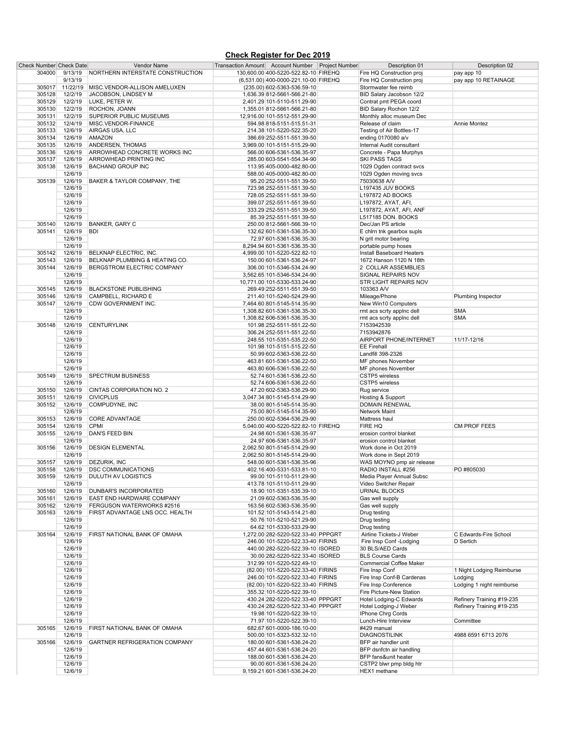## Check Register for Dec 2019

| Check Number | Check Date | Vendor Name | Transaction Amount | Account Number | Project Number | Description 01 | Description 02 |
|---|---|---|---|---|---|---|---|
| 304000 | 9/13/19 | NORTHERN INTERSTATE CONSTRUCTION | 130,600.00 | 400-5220-522.82-10 | FIREHQ | Fire HQ Construction proj | pay app 10 |
| | 9/13/19 | | (6,531.00) | 400-0000-221.10-00 | FIREHQ | Fire HQ Construction proj | pay app 10 RETAINAGE |
| 305017 | 11/22/19 | MISC.VENDOR-ALLISON AMELUXEN | (235.00) | 602-5363-536.59-10 | | Stormwater fee reimb | |
| 305128 | 12/2/19 | JACOBSON, LINDSEY M | 1,636.39 | 812-5661-566.21-80 | | BID Salary Jacobson 12/2 | |
| 305129 | 12/2/19 | LUKE, PETER W. | 2,401.29 | 101-5110-511.29-90 | | Contrat pmt PEGA coord | |
| 305130 | 12/2/19 | ROCHON, JOANN | 1,355.01 | 812-5661-566.21-80 | | BID Salary Rochon 12/2 | |
| 305131 | 12/2/19 | SUPERIOR PUBLIC MUSEUMS | 12,916.00 | 101-5512-551.29-90 | | Monthly alloc museum Dec | |
| 305132 | 12/4/19 | MISC.VENDOR-FINANCE | 594.98 | 818-5151-515.51-31 | | Release of claim | Annie Montez |
| 305133 | 12/6/19 | AIRGAS USA, LLC | 214.38 | 101-5220-522.35-20 | | Testing of Air Bottles-17 | |
| 305134 | 12/6/19 | AMAZON | 386.69 | 252-5511-551.39-50 | | ending 0170080 a/v | |
| 305135 | 12/6/19 | ANDERSEN, THOMAS | 3,969.00 | 101-5151-515.29-90 | | Internal Audit consultant | |
| 305136 | 12/6/19 | ARROWHEAD CONCRETE WORKS INC | 566.00 | 606-5361-536.35-97 | | Concrete - Papa Murphys | |
| 305137 | 12/6/19 | ARROWHEAD PRINTING INC | 285.00 | 603-5541-554.34-90 | | SKI PASS TAGS | |
| 305138 | 12/6/19 | BACHAND GROUP INC | 113.95 | 405-0000-482.80-00 | | 1029 Ogden contract svcs | |
| | 12/6/19 | | 588.00 | 405-0000-482.80-00 | | 1029 Ogden moving svcs | |
| 305139 | 12/6/19 | BAKER & TAYLOR COMPANY, THE | 95.20 | 252-5511-551.39-50 | | 75030638 A/V | |
| | 12/6/19 | | 723.98 | 252-5511-551.39-50 | | L197435 JUV BOOKS | |
| | 12/6/19 | | 728.05 | 252-5511-551.39-50 | | L197872 AD BOOKS | |
| | 12/6/19 | | 399.07 | 252-5511-551.39-50 | | L197872, AYAT, AFI, | |
| | 12/6/19 | | 333.29 | 252-5511-551.39-50 | | L197872, AYAT, AFI, ANF | |
| | 12/6/19 | | 85.39 | 252-5511-551.39-50 | | L517185 DON. BOOKS | |
| 305140 | 12/6/19 | BANKER, GARY C | 250.00 | 812-5661-566.39-10 | | Dec/Jan PS article | |
| 305141 | 12/6/19 | BDI | 132.62 | 601-5361-536.35-30 | | E chlrn tnk gearbox supls | |
| | 12/6/19 | | 72.97 | 601-5361-536.35-30 | | N grit motor bearing | |
| | 12/6/19 | | 8,294.94 | 601-5361-536.35-30 | | portable pump hoses | |
| 305142 | 12/6/19 | BELKNAP ELECTRIC, INC. | 4,999.00 | 101-5220-522.82-10 | | Install Baseboard Heaters | |
| 305143 | 12/6/19 | BELKNAP PLUMBING & HEATING CO. | 150.00 | 601-5361-536.24-97 | | 1672 Hanson 1120 N 18th | |
| 305144 | 12/6/19 | BERGSTROM ELECTRIC COMPANY | 306.00 | 101-5346-534.24-90 | | 2 COLLAR ASSEMBLIES | |
| | 12/6/19 | | 3,562.65 | 101-5346-534.24-90 | | SIGNAL REPAIRS NOV | |
| | 12/6/19 | | 10,771.00 | 101-5330-533.24-90 | | STR LIGHT REPAIRS NOV | |
| 305145 | 12/6/19 | BLACKSTONE PUBLISHING | 269.49 | 252-5511-551.39-50 | | 103363 A/V | |
| 305146 | 12/6/19 | CAMPBELL, RICHARD E | 211.40 | 101-5240-524.29-90 | | Mileage/Phone | Plumbing Inspector |
| 305147 | 12/6/19 | CDW GOVERNMENT INC. | 7,464.60 | 801-5145-514.35-90 | | New Win10 Computers | |
| | 12/6/19 | | 1,308.82 | 601-5361-536.35-30 | | rmt acs scrty applnc dell | SMA |
| | 12/6/19 | | 1,308.82 | 606-5361-536.35-30 | | rmt acs scrty applnc dell | SMA |
| 305148 | 12/6/19 | CENTURYLINK | 101.98 | 252-5511-551.22-50 | | 7153942539 | |
| | 12/6/19 | | 306.24 | 252-5511-551.22-50 | | 7153942876 | |
| | 12/6/19 | | 248.55 | 101-5351-535.22-50 | | AIRPORT PHONE/INTERNET | 11/17-12/16 |
| | 12/6/19 | | 101.98 | 101-5151-515.22-50 | | EE Firehall | |
| | 12/6/19 | | 50.99 | 602-5363-536.22-50 | | Landfill 398-2326 | |
| | 12/6/19 | | 463.81 | 601-5361-536.22-50 | | MF phones November | |
| | 12/6/19 | | 463.80 | 606-5361-536.22-50 | | MF phones November | |
| 305149 | 12/6/19 | SPECTRUM BUSINESS | 52.74 | 601-5361-536.22-50 | | CSTP5 wireless | |
| | 12/6/19 | | 52.74 | 606-5361-536.22-50 | | CSTP5 wireless | |
| 305150 | 12/6/19 | CINTAS CORPORATION NO. 2 | 47.20 | 602-5363-536.29-90 | | Rug service | |
| 305151 | 12/6/19 | CIVICPLUS | 3,047.34 | 801-5145-514.29-90 | | Hosting & Support | |
| 305152 | 12/6/19 | COMPUDYNE, INC | 38.00 | 801-5145-514.35-90 | | DOMAIN RENEWAL | |
| | 12/6/19 | | 75.00 | 801-5145-514.35-90 | | Network Maint | |
| 305153 | 12/6/19 | CORE ADVANTAGE | 250.00 | 602-5364-536.29-90 | | Mattress haul | |
| 305154 | 12/6/19 | CPMI | 5,040.00 | 400-5220-522.82-10 | FIREHQ | FIRE HQ | CM PROF FEES |
| 305155 | 12/6/19 | DAN'S FEED BIN | 24.98 | 601-5361-536.35-97 | | erosion control blanket | |
| | 12/6/19 | | 24.97 | 606-5361-536.35-97 | | erosion control blanket | |
| 305156 | 12/6/19 | DESIGN ELEMENTAL | 2,062.50 | 801-5145-514.29-90 | | Work done in Oct 2019 | |
| | 12/6/19 | | 2,062.50 | 801-5145-514.29-90 | | Work done in Sept 2019 | |
| 305157 | 12/6/19 | DEZURIK, INC | 548.00 | 601-5361-536.35-96 | | WAS MOYNO pmp air release | |
| 305158 | 12/6/19 | DSC COMMUNICATIONS | 402.16 | 400-5331-533.81-10 | | RADIO INSTALL #256 | PO #805030 |
| 305159 | 12/6/19 | DULUTH AV LOGISTICS | 99.00 | 101-5110-511.29-90 | | Media Player Annual Subsc | |
| | 12/6/19 | | 413.78 | 101-5110-511.29-90 | | Video Switcher Repair | |
| 305160 | 12/6/19 | DUNBAR'S INCORPORATED | 18.90 | 101-5351-535.39-10 | | URINAL BLOCKS | |
| 305161 | 12/6/19 | EAST END HARDWARE COMPANY | 21.09 | 602-5363-536.35-90 | | Gas well supply | |
| 305162 | 12/6/19 | FERGUSON WATERWORKS #2516 | 163.56 | 602-5363-536.35-90 | | Gas well supply | |
| 305163 | 12/6/19 | FIRST ADVANTAGE LNS OCC. HEALTH | 101.52 | 101-5143-514.21-80 | | Drug testing | |
| | 12/6/19 | | 50.76 | 101-5210-521.29-90 | | Drug testing | |
| | 12/6/19 | | 64.62 | 101-5330-533.29-90 | | Drug testing | |
| 305164 | 12/6/19 | FIRST NATIONAL BANK OF OMAHA | 1,272.00 | 282-5220-522.33-40 | PPPGRT | Airline Tickets-J Weber | C Edwards-Fire School |
| | 12/6/19 | | 246.00 | 101-5220-522.33-40 | FIRINS | Fire Insp Conf -Lodging | D Sertich |
| | 12/6/19 | | 440.00 | 282-5220-522.39-10 | ISORED | 30 BLS/AED Cards | |
| | 12/6/19 | | 30.00 | 282-5220-522.33-40 | ISORED | BLS Course Cards | |
| | 12/6/19 | | 312.99 | 101-5220-522.49-10 | | Commercial Coffee Maker | |
| | 12/6/19 | | (82.00) | 101-5220-522.33-40 | FIRINS | Fire Insp Conf | 1 Night Lodging Reimburse |
| | 12/6/19 | | 246.00 | 101-5220-522.33-40 | FIRINS | Fire Insp Conf-B Cardenas | Lodging |
| | 12/6/19 | | (82.00) | 101-5220-522.33-40 | FIRINS | Fire Insp Conference | Lodging 1 night reimburse |
| | 12/6/19 | | 355.32 | 101-5220-522.39-10 | | Fire Picture-New Station | |
| | 12/6/19 | | 430.24 | 282-5220-522.33-40 | PPPGRT | Hotel Lodging-C Edwards | Refinery Training #19-235 |
| | 12/6/19 | | 430.24 | 282-5220-522.33-40 | PPPGRT | Hotel Lodging-J Weber | Refinery Training #19-235 |
| | 12/6/19 | | 19.98 | 101-5220-522.39-10 | | IPhone Chrg Cords | |
| | 12/6/19 | | 71.97 | 101-5220-522.39-10 | | Lunch-Hire Interview | Committee |
| 305165 | 12/6/19 | FIRST NATIONAL BANK OF OMAHA | 682.67 | 601-0000-186.10-00 | | #429 manual | |
| | 12/6/19 | | 500.00 | 101-5323-532.32-10 | | DIAGNOSTILINK | 4988 6591 6713 2076 |
| 305166 | 12/6/19 | GARTNER REFRIGERATION COMPANY | 180.00 | 601-5361-536.24-20 | | BFP air handler unit | |
| | 12/6/19 | | 457.44 | 601-5361-536.24-20 | | BFP dsnfctn air handling | |
| | 12/6/19 | | 188.00 | 601-5361-536.24-20 | | BFP fans&unit heater | |
| | 12/6/19 | | 90.00 | 601-5361-536.24-20 | | CSTP2 blwr pmp bldg htr | |
| | 12/6/19 | | 9,159.21 | 601-5361-536.24-20 | | HEX1 methane | |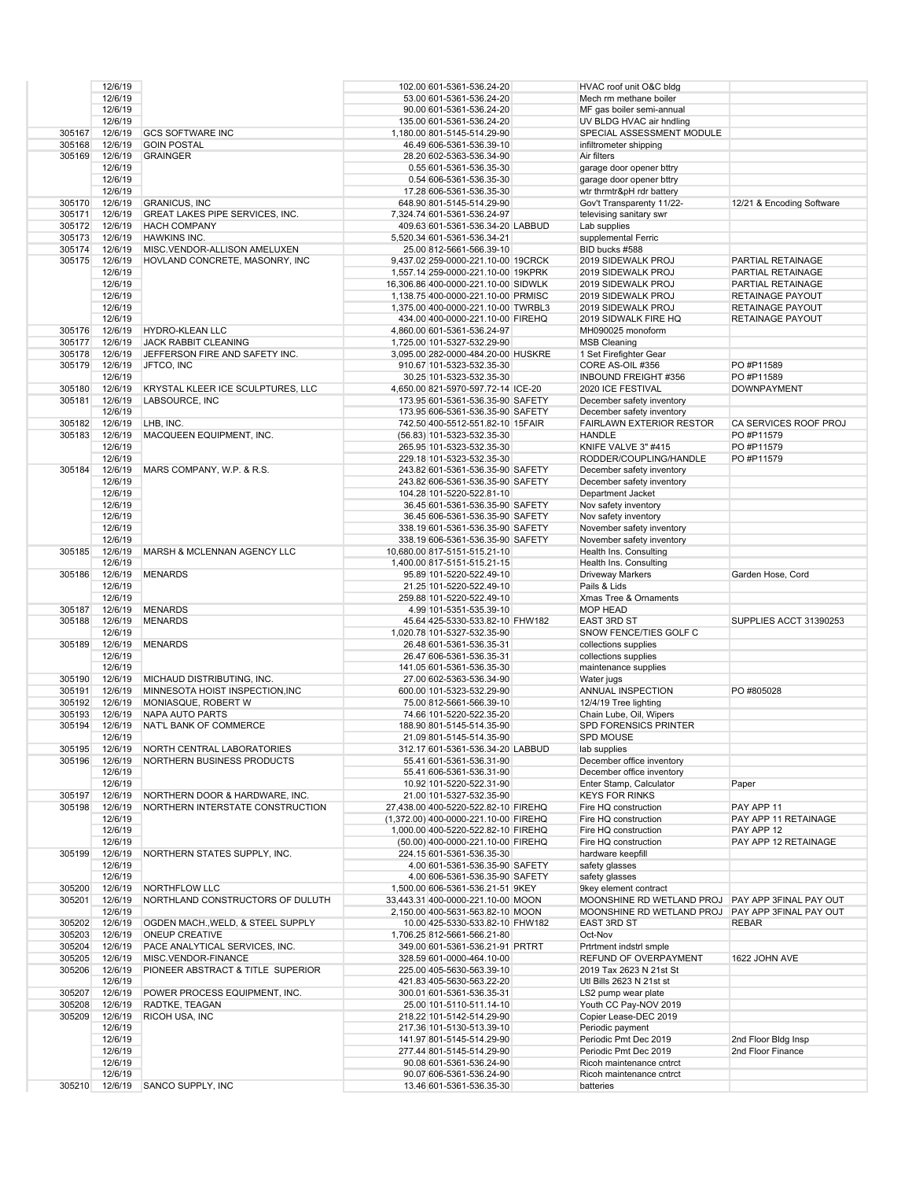| | | | | | | |
|---|---|---|---|---|---|---|
| | 12/6/19 | | 102.00 | 601-5361-536.24-20 | HVAC roof unit O&C bldg | |
| | 12/6/19 | | 53.00 | 601-5361-536.24-20 | Mech rm methane boiler | |
| | 12/6/19 | | 90.00 | 601-5361-536.24-20 | MF gas boiler semi-annual | |
| | 12/6/19 | | 135.00 | 601-5361-536.24-20 | UV BLDG HVAC air hndling | |
| 305167 | 12/6/19 | GCS SOFTWARE INC | 1,180.00 | 801-5145-514.29-90 | SPECIAL ASSESSMENT MODULE | |
| 305168 | 12/6/19 | GOIN POSTAL | 46.49 | 606-5361-536.39-10 | infiltrometer shipping | |
| 305169 | 12/6/19 | GRAINGER | 28.20 | 602-5363-536.34-90 | Air filters | |
| | 12/6/19 | | 0.55 | 601-5361-536.35-30 | garage door opener bttry | |
| | 12/6/19 | | 0.54 | 606-5361-536.35-30 | garage door opener bttry | |
| | 12/6/19 | | 17.28 | 606-5361-536.35-30 | wtr thrmtr&pH rdr battery | |
| 305170 | 12/6/19 | GRANICUS, INC | 648.90 | 801-5145-514.29-90 | Gov't Transparenty 11/22- | 12/21 & Encoding Software |
| 305171 | 12/6/19 | GREAT LAKES PIPE SERVICES, INC. | 7,324.74 | 601-5361-536.24-97 | televising sanitary swr | |
| 305172 | 12/6/19 | HACH COMPANY | 409.63 | 601-5361-536.34-20 LABBUD | Lab supplies | |
| 305173 | 12/6/19 | HAWKINS INC. | 5,520.34 | 601-5361-536.34-21 | supplemental Ferric | |
| 305174 | 12/6/19 | MISC.VENDOR-ALLISON AMELUXEN | 25.00 | 812-5661-566.39-10 | BID bucks #588 | |
| 305175 | 12/6/19 | HOVLAND CONCRETE, MASONRY, INC | 9,437.02 | 259-0000-221.10-00 19CRCK | 2019 SIDEWALK PROJ | PARTIAL RETAINAGE |
| | 12/6/19 | | 1,557.14 | 259-0000-221.10-00 19KPRK | 2019 SIDEWALK PROJ | PARTIAL RETAINAGE |
| | 12/6/19 | | 16,306.86 | 400-0000-221.10-00 SIDWLK | 2019 SIDEWALK PROJ | PARTIAL RETAINAGE |
| | 12/6/19 | | 1,138.75 | 400-0000-221.10-00 PRMISC | 2019 SIDEWALK PROJ | RETAINAGE PAYOUT |
| | 12/6/19 | | 1,375.00 | 400-0000-221.10-00 TWRBL3 | 2019 SIDEWALK PROJ | RETAINAGE PAYOUT |
| | 12/6/19 | | 434.00 | 400-0000-221.10-00 FIREHQ | 2019 SIDWALK FIRE HQ | RETAINAGE PAYOUT |
| 305176 | 12/6/19 | HYDRO-KLEAN LLC | 4,860.00 | 601-5361-536.24-97 | MH090025 monoform | |
| 305177 | 12/6/19 | JACK RABBIT CLEANING | 1,725.00 | 101-5327-532.29-90 | MSB Cleaning | |
| 305178 | 12/6/19 | JEFFERSON FIRE AND SAFETY INC. | 3,095.00 | 282-0000-484.20-00 HUSKRE | 1 Set Firefighter Gear | |
| 305179 | 12/6/19 | JFTCO, INC | 910.67 | 101-5323-532.35-30 | CORE AS-OIL #356 | PO #P11589 |
| | 12/6/19 | | 30.25 | 101-5323-532.35-30 | INBOUND FREIGHT #356 | PO #P11589 |
| 305180 | 12/6/19 | KRYSTAL KLEER ICE SCULPTURES, LLC | 4,650.00 | 821-5970-597.72-14 ICE-20 | 2020 ICE FESTIVAL | DOWNPAYMENT |
| 305181 | 12/6/19 | LABSOURCE, INC | 173.95 | 601-5361-536.35-90 SAFETY | December safety inventory | |
| | 12/6/19 | | 173.95 | 606-5361-536.35-90 SAFETY | December safety inventory | |
| 305182 | 12/6/19 | LHB, INC. | 742.50 | 400-5512-551.82-10 15FAIR | FAIRLAWN EXTERIOR RESTOR | CA SERVICES ROOF PROJ |
| 305183 | 12/6/19 | MACQUEEN EQUIPMENT, INC. | (56.83) | 101-5323-532.35-30 | HANDLE | PO #P11579 |
| | 12/6/19 | | 265.95 | 101-5323-532.35-30 | KNIFE VALVE 3" #415 | PO #P11579 |
| | 12/6/19 | | 229.18 | 101-5323-532.35-30 | RODDER/COUPLING/HANDLE | PO #P11579 |
| 305184 | 12/6/19 | MARS COMPANY, W.P. & R.S. | 243.82 | 601-5361-536.35-90 SAFETY | December safety inventory | |
| | 12/6/19 | | 243.82 | 606-5361-536.35-90 SAFETY | December safety inventory | |
| | 12/6/19 | | 104.28 | 101-5220-522.81-10 | Department Jacket | |
| | 12/6/19 | | 36.45 | 601-5361-536.35-90 SAFETY | Nov safety inventory | |
| | 12/6/19 | | 36.45 | 606-5361-536.35-90 SAFETY | Nov safety inventory | |
| | 12/6/19 | | 338.19 | 601-5361-536.35-90 SAFETY | November safety inventory | |
| | 12/6/19 | | 338.19 | 606-5361-536.35-90 SAFETY | November safety inventory | |
| 305185 | 12/6/19 | MARSH & MCLENNAN AGENCY LLC | 10,680.00 | 817-5151-515.21-10 | Health Ins. Consulting | |
| | 12/6/19 | | 1,400.00 | 817-5151-515.21-15 | Health Ins. Consulting | |
| 305186 | 12/6/19 | MENARDS | 95.89 | 101-5220-522.49-10 | Driveway Markers | Garden Hose, Cord |
| | 12/6/19 | | 21.25 | 101-5220-522.49-10 | Pails & Lids | |
| | 12/6/19 | | 259.88 | 101-5220-522.49-10 | Xmas Tree & Ornaments | |
| 305187 | 12/6/19 | MENARDS | 4.99 | 101-5351-535.39-10 | MOP HEAD | |
| 305188 | 12/6/19 | MENARDS | 45.64 | 425-5330-533.82-10 FHW182 | EAST 3RD ST | SUPPLIES ACCT 31390253 |
| | 12/6/19 | | 1,020.78 | 101-5327-532.35-90 | SNOW FENCE/TIES GOLF C | |
| 305189 | 12/6/19 | MENARDS | 26.48 | 601-5361-536.35-31 | collections supplies | |
| | 12/6/19 | | 26.47 | 606-5361-536.35-31 | collections supplies | |
| | 12/6/19 | | 141.05 | 601-5361-536.35-30 | maintenance supplies | |
| 305190 | 12/6/19 | MICHAUD DISTRIBUTING, INC. | 27.00 | 602-5363-536.34-90 | Water jugs | |
| 305191 | 12/6/19 | MINNESOTA HOIST INSPECTION,INC | 600.00 | 101-5323-532.29-90 | ANNUAL INSPECTION | PO #805028 |
| 305192 | 12/6/19 | MONIASQUE, ROBERT W | 75.00 | 812-5661-566.39-10 | 12/4/19 Tree lighting | |
| 305193 | 12/6/19 | NAPA AUTO PARTS | 74.66 | 101-5220-522.35-20 | Chain Lube, Oil, Wipers | |
| 305194 | 12/6/19 | NAT'L BANK OF COMMERCE | 188.90 | 801-5145-514.35-90 | SPD FORENSICS PRINTER | |
| | 12/6/19 | | 21.09 | 801-5145-514.35-90 | SPD MOUSE | |
| 305195 | 12/6/19 | NORTH CENTRAL LABORATORIES | 312.17 | 601-5361-536.34-20 LABBUD | lab supplies | |
| 305196 | 12/6/19 | NORTHERN BUSINESS PRODUCTS | 55.41 | 601-5361-536.31-90 | December office inventory | |
| | 12/6/19 | | 55.41 | 606-5361-536.31-90 | December office inventory | |
| | 12/6/19 | | 10.92 | 101-5220-522.31-90 | Enter Stamp, Calculator | Paper |
| 305197 | 12/6/19 | NORTHERN DOOR & HARDWARE, INC. | 21.00 | 101-5327-532.35-90 | KEYS FOR RINKS | |
| 305198 | 12/6/19 | NORTHERN INTERSTATE CONSTRUCTION | 27,438.00 | 400-5220-522.82-10 FIREHQ | Fire HQ construction | PAY APP 11 |
| | 12/6/19 | | (1,372.00) | 400-0000-221.10-00 FIREHQ | Fire HQ construction | PAY APP 11 RETAINAGE |
| | 12/6/19 | | 1,000.00 | 400-5220-522.82-10 FIREHQ | Fire HQ construction | PAY APP 12 |
| | 12/6/19 | | (50.00) | 400-0000-221.10-00 FIREHQ | Fire HQ construction | PAY APP 12 RETAINAGE |
| 305199 | 12/6/19 | NORTHERN STATES SUPPLY, INC. | 224.15 | 601-5361-536.35-30 | hardware keepfill | |
| | 12/6/19 | | 4.00 | 601-5361-536.35-90 SAFETY | safety glasses | |
| | 12/6/19 | | 4.00 | 606-5361-536.35-90 SAFETY | safety glasses | |
| 305200 | 12/6/19 | NORTHFLOW LLC | 1,500.00 | 606-5361-536.21-51 9KEY | 9key element contract | |
| 305201 | 12/6/19 | NORTHLAND CONSTRUCTORS OF DULUTH | 33,443.31 | 400-0000-221.10-00 MOON | MOONSHINE RD WETLAND PROJ | PAY APP 3FINAL PAY OUT |
| | 12/6/19 | | 2,150.00 | 400-5631-563.82-10 MOON | MOONSHINE RD WETLAND PROJ | PAY APP 3FINAL PAY OUT |
| 305202 | 12/6/19 | OGDEN MACH.,WELD, & STEEL SUPPLY | 10.00 | 425-5330-533.82-10 FHW182 | EAST 3RD ST | REBAR |
| 305203 | 12/6/19 | ONEUP CREATIVE | 1,706.25 | 812-5661-566.21-80 | Oct-Nov | |
| 305204 | 12/6/19 | PACE ANALYTICAL SERVICES, INC. | 349.00 | 601-5361-536.21-91 PRTRT | Prtrtment indstrl smple | |
| 305205 | 12/6/19 | MISC.VENDOR-FINANCE | 328.59 | 601-0000-464.10-00 | REFUND OF OVERPAYMENT | 1622 JOHN AVE |
| 305206 | 12/6/19 | PIONEER ABSTRACT & TITLE SUPERIOR | 225.00 | 405-5630-563.39-10 | 2019 Tax 2623 N 21st St | |
| | 12/6/19 | | 421.83 | 405-5630-563.22-20 | Utl Bills 2623 N 21st st | |
| 305207 | 12/6/19 | POWER PROCESS EQUIPMENT, INC. | 300.01 | 601-5361-536.35-31 | LS2 pump wear plate | |
| 305208 | 12/6/19 | RADTKE, TEAGAN | 25.00 | 101-5110-511.14-10 | Youth CC Pay-NOV 2019 | |
| 305209 | 12/6/19 | RICOH USA, INC | 218.22 | 101-5142-514.29-90 | Copier Lease-DEC 2019 | |
| | 12/6/19 | | 217.36 | 101-5130-513.39-10 | Periodic payment | |
| | 12/6/19 | | 141.97 | 801-5145-514.29-90 | Periodic Pmt Dec 2019 | 2nd Floor Bldg Insp |
| | 12/6/19 | | 277.44 | 801-5145-514.29-90 | Periodic Pmt Dec 2019 | 2nd Floor Finance |
| | 12/6/19 | | 90.08 | 601-5361-536.24-90 | Ricoh maintenance cntrct | |
| | 12/6/19 | | 90.07 | 606-5361-536.24-90 | Ricoh maintenance cntrct | |
| 305210 | 12/6/19 | SANCO SUPPLY, INC | 13.46 | 601-5361-536.35-30 | batteries | |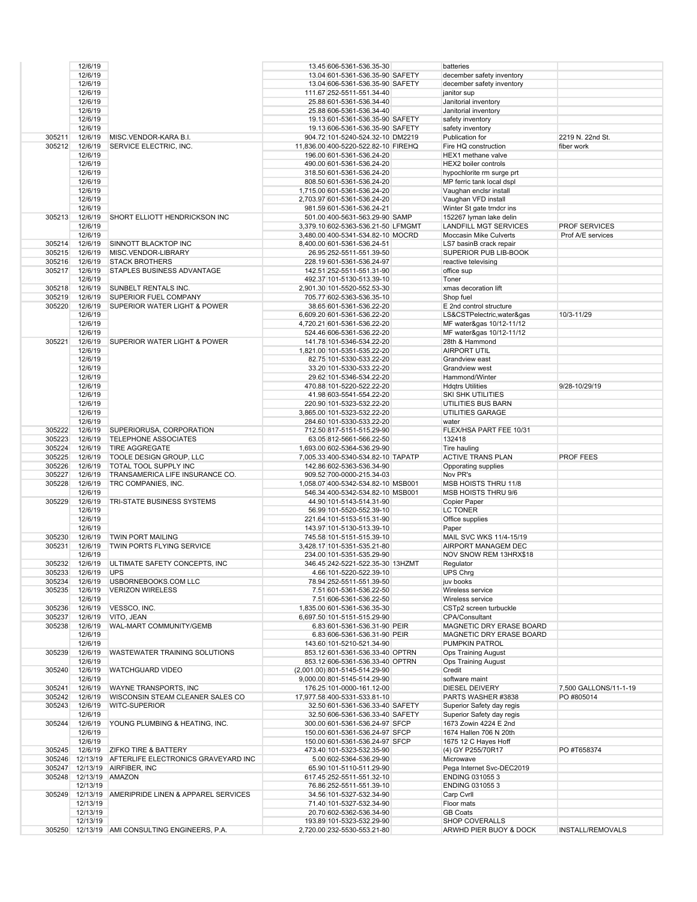| | | | | | | |
|---|---|---|---|---|---|---|
| | 12/6/19 | | 13.45 | 606-5361-536.35-30 | batteries | |
| | 12/6/19 | | 13.04 | 601-5361-536.35-90 SAFETY | december safety inventory | |
| | 12/6/19 | | 13.04 | 606-5361-536.35-90 SAFETY | december safety inventory | |
| | 12/6/19 | | 111.67 | 252-5511-551.34-40 | janitor sup | |
| | 12/6/19 | | 25.88 | 601-5361-536.34-40 | Janitorial inventory | |
| | 12/6/19 | | 25.88 | 606-5361-536.34-40 | Janitorial inventory | |
| | 12/6/19 | | 19.13 | 601-5361-536.35-90 SAFETY | safety inventory | |
| | 12/6/19 | | 19.13 | 606-5361-536.35-90 SAFETY | safety inventory | |
| 305211 | 12/6/19 | MISC.VENDOR-KARA B.I. | 904.72 | 101-5240-524.32-10 DM2219 | Publication for | 2219 N. 22nd St. |
| 305212 | 12/6/19 | SERVICE ELECTRIC, INC. | 11,836.00 | 400-5220-522.82-10 FIREHQ | Fire HQ construction | fiber work |
| | 12/6/19 | | 196.00 | 601-5361-536.24-20 | HEX1 methane valve | |
| | 12/6/19 | | 490.00 | 601-5361-536.24-20 | HEX2 boiler controls | |
| | 12/6/19 | | 318.50 | 601-5361-536.24-20 | hypochlorite rm surge prt | |
| | 12/6/19 | | 808.50 | 601-5361-536.24-20 | MP ferric tank local dspl | |
| | 12/6/19 | | 1,715.00 | 601-5361-536.24-20 | Vaughan enclsr install | |
| | 12/6/19 | | 2,703.97 | 601-5361-536.24-20 | Vaughan VFD install | |
| | 12/6/19 | | 981.59 | 601-5361-536.24-21 | Winter St gate trndcr ins | |
| 305213 | 12/6/19 | SHORT ELLIOTT HENDRICKSON INC | 501.00 | 400-5631-563.29-90 SAMP | 152267 lyman lake delin | |
| | 12/6/19 | | 3,379.10 | 602-5363-536.21-50 LFMGMT | LANDFILL MGT SERVICES | PROF SERVICES |
| | 12/6/19 | | 3,480.00 | 400-5341-534.82-10 MOCRD | Moccasin Mike Culverts | Prof A/E services |
| 305214 | 12/6/19 | SINNOTT BLACKTOP INC | 8,400.00 | 601-5361-536.24-51 | LS7 basinB crack repair | |
| 305215 | 12/6/19 | MISC.VENDOR-LIBRARY | 26.95 | 252-5511-551.39-50 | SUPERIOR PUB LIB-BOOK | |
| 305216 | 12/6/19 | STACK BROTHERS | 228.19 | 601-5361-536.24-97 | reactive televising | |
| 305217 | 12/6/19 | STAPLES BUSINESS ADVANTAGE | 142.51 | 252-5511-551.31-90 | office sup | |
| | 12/6/19 | | 492.37 | 101-5130-513.39-10 | Toner | |
| 305218 | 12/6/19 | SUNBELT RENTALS INC. | 2,901.30 | 101-5520-552.53-30 | xmas decoration lift | |
| 305219 | 12/6/19 | SUPERIOR FUEL COMPANY | 705.77 | 602-5363-536.35-10 | Shop fuel | |
| 305220 | 12/6/19 | SUPERIOR WATER LIGHT & POWER | 38.65 | 601-5361-536.22-20 | E 2nd control structure | |
| | 12/6/19 | | 6,609.20 | 601-5361-536.22-20 | LS&CSTPelectric,water&gas | 10/3-11/29 |
| | 12/6/19 | | 4,720.21 | 601-5361-536.22-20 | MF water&gas 10/12-11/12 | |
| | 12/6/19 | | 524.46 | 606-5361-536.22-20 | MF water&gas 10/12-11/12 | |
| 305221 | 12/6/19 | SUPERIOR WATER LIGHT & POWER | 141.78 | 101-5346-534.22-20 | 28th & Hammond | |
| | 12/6/19 | | 1,821.00 | 101-5351-535.22-20 | AIRPORT UTIL | |
| | 12/6/19 | | 82.75 | 101-5330-533.22-20 | Grandview east | |
| | 12/6/19 | | 33.20 | 101-5330-533.22-20 | Grandview west | |
| | 12/6/19 | | 29.62 | 101-5346-534.22-20 | Hammond/Winter | |
| | 12/6/19 | | 470.88 | 101-5220-522.22-20 | Hdqtrs Utilities | 9/28-10/29/19 |
| | 12/6/19 | | 41.98 | 603-5541-554.22-20 | SKI SHK UTILITIES | |
| | 12/6/19 | | 220.90 | 101-5323-532.22-20 | UTILITIES BUS BARN | |
| | 12/6/19 | | 3,865.00 | 101-5323-532.22-20 | UTILITIES GARAGE | |
| | 12/6/19 | | 284.60 | 101-5330-533.22-20 | water | |
| 305222 | 12/6/19 | SUPERIORUSA, CORPORATION | 712.50 | 817-5151-515.29-90 | FLEX/HSA PART FEE 10/31 | |
| 305223 | 12/6/19 | TELEPHONE ASSOCIATES | 63.05 | 812-5661-566.22-50 | 132418 | |
| 305224 | 12/6/19 | TIRE AGGREGATE | 1,693.00 | 602-5364-536.29-90 | Tire hauling | |
| 305225 | 12/6/19 | TOOLE DESIGN GROUP, LLC | 7,005.33 | 400-5340-534.82-10 TAPATP | ACTIVE TRANS PLAN | PROF FEES |
| 305226 | 12/6/19 | TOTAL TOOL SUPPLY INC | 142.86 | 602-5363-536.34-90 | Opporating supplies | |
| 305227 | 12/6/19 | TRANSAMERICA LIFE INSURANCE CO. | 909.52 | 700-0000-215.34-03 | Nov PR's | |
| 305228 | 12/6/19 | TRC COMPANIES, INC. | 1,058.07 | 400-5342-534.82-10 MSB001 | MSB HOISTS THRU 11/8 | |
| | 12/6/19 | | 546.34 | 400-5342-534.82-10 MSB001 | MSB HOISTS THRU 9/6 | |
| 305229 | 12/6/19 | TRI-STATE BUSINESS SYSTEMS | 44.90 | 101-5143-514.31-90 | Copier Paper | |
| | 12/6/19 | | 56.99 | 101-5520-552.39-10 | LC TONER | |
| | 12/6/19 | | 221.64 | 101-5153-515.31-90 | Office supplies | |
| | 12/6/19 | | 143.97 | 101-5130-513.39-10 | Paper | |
| 305230 | 12/6/19 | TWIN PORT MAILING | 745.58 | 101-5151-515.39-10 | MAIL SVC WKS 11/4-15/19 | |
| 305231 | 12/6/19 | TWIN PORTS FLYING SERVICE | 3,428.17 | 101-5351-535.21-80 | AIRPORT MANAGEM DEC | |
| | 12/6/19 | | 234.00 | 101-5351-535.29-90 | NOV SNOW REM 13HRX$18 | |
| 305232 | 12/6/19 | ULTIMATE SAFETY CONCEPTS, INC | 346.45 | 242-5221-522.35-30 13HZMT | Regulator | |
| 305233 | 12/6/19 | UPS | 4.66 | 101-5220-522.39-10 | UPS Chrg | |
| 305234 | 12/6/19 | USBORNEBOOKS.COM LLC | 78.94 | 252-5511-551.39-50 | juv books | |
| 305235 | 12/6/19 | VERIZON WIRELESS | 7.51 | 601-5361-536.22-50 | Wireless service | |
| | 12/6/19 | | 7.51 | 606-5361-536.22-50 | Wireless service | |
| 305236 | 12/6/19 | VESSCO, INC. | 1,835.00 | 601-5361-536.35-30 | CSTp2 screen turbuckle | |
| 305237 | 12/6/19 | VITO, JEAN | 6,697.50 | 101-5151-515.29-90 | CPA/Consultant | |
| 305238 | 12/6/19 | WAL-MART COMMUNITY/GEMB | 6.83 | 601-5361-536.31-90 PEIR | MAGNETIC DRY ERASE BOARD | |
| | 12/6/19 | | 6.83 | 606-5361-536.31-90 PEIR | MAGNETIC DRY ERASE BOARD | |
| | 12/6/19 | | 143.60 | 101-5210-521.34-90 | PUMPKIN PATROL | |
| 305239 | 12/6/19 | WASTEWATER TRAINING SOLUTIONS | 853.12 | 601-5361-536.33-40 OPTRN | Ops Training August | |
| | 12/6/19 | | 853.12 | 606-5361-536.33-40 OPTRN | Ops Training August | |
| 305240 | 12/6/19 | WATCHGUARD VIDEO | (2,001.00) | 801-5145-514.29-90 | Credit | |
| | 12/6/19 | | 9,000.00 | 801-5145-514.29-90 | software maint | |
| 305241 | 12/6/19 | WAYNE TRANSPORTS, INC | 176.25 | 101-0000-161.12-00 | DIESEL DEIVERY | 7,500 GALLONS/11-1-19 |
| 305242 | 12/6/19 | WISCONSIN STEAM CLEANER SALES CO | 17,977.58 | 400-5331-533.81-10 | PARTS WASHER #3838 | PO #805014 |
| 305243 | 12/6/19 | WITC-SUPERIOR | 32.50 | 601-5361-536.33-40 SAFETY | Superior Safety day regis | |
| | 12/6/19 | | 32.50 | 606-5361-536.33-40 SAFETY | Superior Safety day regis | |
| 305244 | 12/6/19 | YOUNG PLUMBING & HEATING, INC. | 300.00 | 601-5361-536.24-97 SFCP | 1673 Zowin 4224 E 2nd | |
| | 12/6/19 | | 150.00 | 601-5361-536.24-97 SFCP | 1674 Hallen 706 N 20th | |
| | 12/6/19 | | 150.00 | 601-5361-536.24-97 SFCP | 1675 12 C Hayes Hoff | |
| 305245 | 12/6/19 | ZIFKO TIRE & BATTERY | 473.40 | 101-5323-532.35-90 | (4) GY P255/70R17 | PO #T658374 |
| 305246 | 12/13/19 | AFTERLIFE ELECTRONICS GRAVEYARD INC | 5.00 | 602-5364-536.29-90 | Microwave | |
| 305247 | 12/13/19 | AIRFIBER, INC | 65.90 | 101-5110-511.29-90 | Pega Internet Svc-DEC2019 | |
| 305248 | 12/13/19 | AMAZON | 617.45 | 252-5511-551.32-10 | ENDING 031055 3 | |
| | 12/13/19 | | 76.86 | 252-5511-551.39-10 | ENDING 031055 3 | |
| 305249 | 12/13/19 | AMERIPRIDE LINEN & APPAREL SERVICES | 34.56 | 101-5327-532.34-90 | Carp Cvrll | |
| | 12/13/19 | | 71.40 | 101-5327-532.34-90 | Floor mats | |
| | 12/13/19 | | 20.70 | 602-5362-536.34-90 | GB Coats | |
| | 12/13/19 | | 193.89 | 101-5323-532.29-90 | SHOP COVERALLS | |
| 305250 | 12/13/19 | AMI CONSULTING ENGINEERS, P.A. | 2,720.00 | 232-5530-553.21-80 | ARWHD PIER BUOY & DOCK | INSTALL/REMOVALS |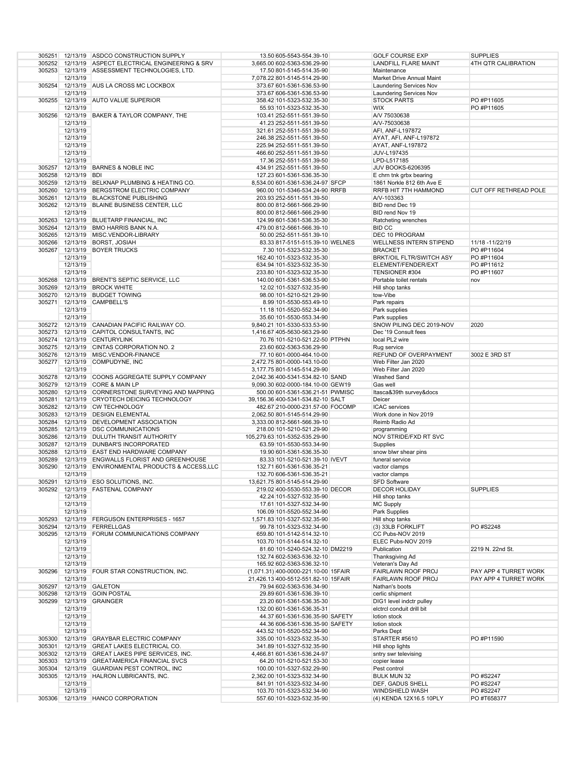| | | | | | | |
|---|---|---|---|---|---|---|
| 305251 | 12/13/19 | ASDCO CONSTRUCTION SUPPLY | 13.50 605-5543-554.39-10 | | GOLF COURSE EXP | SUPPLIES |
| 305252 | 12/13/19 | ASPECT ELECTRICAL ENGINEERING & SRV | 3,665.00 602-5363-536.29-90 | | LANDFILL FLARE MAINT | 4TH QTR CALIBRATION |
| 305253 | 12/13/19 | ASSESSMENT TECHNOLOGIES, LTD. | 17.50 801-5145-514.35-90 | | Maintenance | |
| | 12/13/19 | | 7,078.22 801-5145-514.29-90 | | Market Drive Annual Maint | |
| 305254 | 12/13/19 | AUS LA CROSS MC LOCKBOX | 373.67 601-5361-536.53-90 | | Laundering Services Nov | |
| | 12/13/19 | | 373.67 606-5361-536.53-90 | | Laundering Services Nov | |
| 305255 | 12/13/19 | AUTO VALUE SUPERIOR | 358.42 101-5323-532.35-30 | | STOCK PARTS | PO #P11605 |
| | 12/13/19 | | 55.93 101-5323-532.35-30 | | WIX | PO #P11605 |
| 305256 | 12/13/19 | BAKER & TAYLOR COMPANY, THE | 103.41 252-5511-551.39-50 | | A/V 75030638 | |
| | 12/13/19 | | 41.23 252-5511-551.39-50 | | A/V-75030638 | |
| | 12/13/19 | | 321.61 252-5511-551.39-50 | | AFI, ANF-L197872 | |
| | 12/13/19 | | 246.38 252-5511-551.39-50 | | AYAT, AFI, ANF-L197872 | |
| | 12/13/19 | | 225.94 252-5511-551.39-50 | | AYAT, ANF-L197872 | |
| | 12/13/19 | | 466.60 252-5511-551.39-50 | | JUV-L197435 | |
| | 12/13/19 | | 17.36 252-5511-551.39-50 | | LPD-L517185 | |
| 305257 | 12/13/19 | BARNES & NOBLE INC | 434.91 252-5511-551.39-50 | | JUV BOOKS-6206395 | |
| 305258 | 12/13/19 | BDI | 127.23 601-5361-536.35-30 | | E chrn tnk grbx bearing | |
| 305259 | 12/13/19 | BELKNAP PLUMBING & HEATING CO. | 8,534.00 601-5361-536.24-97 | SFCP | 1861 Norkle 812 6th Ave E | |
| 305260 | 12/13/19 | BERGSTROM ELECTRIC COMPANY | 960.00 101-5346-534.24-90 | RRFB | RRFB HIT 7TH HAMMOND | CUT OFF RETHREAD POLE |
| 305261 | 12/13/19 | BLACKSTONE PUBLISHING | 203.93 252-5511-551.39-50 | | A/V-103363 | |
| 305262 | 12/13/19 | BLAINE BUSINESS CENTER, LLC | 800.00 812-5661-566.29-90 | | BID rend Dec 19 | |
| | 12/13/19 | | 800.00 812-5661-566.29-90 | | BID rend Nov 19 | |
| 305263 | 12/13/19 | BLUETARP FINANCIAL, INC | 124.99 601-5361-536.35-30 | | Ratcheting wrenches | |
| 305264 | 12/13/19 | BMO HARRIS BANK N.A. | 479.00 812-5661-566.39-10 | | BID CC | |
| 305265 | 12/13/19 | MISC.VENDOR-LIBRARY | 50.00 252-5511-551.39-10 | | DEC 10 PROGRAM | |
| 305266 | 12/13/19 | BORST, JOSIAH | 83.33 817-5151-515.39-10 | WELNES | WELLNESS INTERN STIPEND | 11/18 -11/22/19 |
| 305267 | 12/13/19 | BOYER TRUCKS | 7.30 101-5323-532.35-30 | | BRACKET | PO #P11604 |
| | 12/13/19 | | 162.40 101-5323-532.35-30 | | BRKT/OIL FLTR/SWITCH ASY | PO #P11604 |
| | 12/13/19 | | 634.94 101-5323-532.35-30 | | ELEMENT/FENDER/EXT | PO #P11612 |
| | 12/13/19 | | 233.80 101-5323-532.35-30 | | TENSIONER #304 | PO #P11607 |
| 305268 | 12/13/19 | BRENT'S SEPTIC SERVICE, LLC | 140.00 601-5361-536.53-90 | | Portable toilet rentals | nov |
| 305269 | 12/13/19 | BROCK WHITE | 12.02 101-5327-532.35-90 | | Hill shop tanks | |
| 305270 | 12/13/19 | BUDGET TOWING | 98.00 101-5210-521.29-90 | | tow-Vibe | |
| 305271 | 12/13/19 | CAMPBELL'S | 8.99 101-5530-553.49-10 | | Park repairs | |
| | 12/13/19 | | 11.18 101-5520-552.34-90 | | Park supplies | |
| | 12/13/19 | | 35.60 101-5530-553.34-90 | | Park supplies | |
| 305272 | 12/13/19 | CANADIAN PACIFIC RAILWAY CO. | 9,840.21 101-5330-533.53-90 | | SNOW PILING DEC 2019-NOV | 2020 |
| 305273 | 12/13/19 | CAPITOL CONSULTANTS, INC | 1,416.67 405-5630-563.29-90 | | Dec '19 Consult fees | |
| 305274 | 12/13/19 | CENTURYLINK | 70.76 101-5210-521.22-50 | PTPHN | local PL2 wire | |
| 305275 | 12/13/19 | CINTAS CORPORATION NO. 2 | 23.60 602-5363-536.29-90 | | Rug service | |
| 305276 | 12/13/19 | MISC.VENDOR-FINANCE | 77.10 601-0000-464.10-00 | | REFUND OF OVERPAYMENT | 3002 E 3RD ST |
| 305277 | 12/13/19 | COMPUDYNE, INC | 2,472.75 801-0000-143.10-00 | | Web Filter Jan 2020 | |
| | 12/13/19 | | 3,177.75 801-5145-514.29-90 | | Web Filter Jan 2020 | |
| 305278 | 12/13/19 | COONS AGGREGATE SUPPLY COMPANY | 2,042.36 400-5341-534.82-10 | SAND | Washed Sand | |
| 305279 | 12/13/19 | CORE & MAIN LP | 9,090.30 602-0000-184.10-00 | GEW19 | Gas well | |
| 305280 | 12/13/19 | CORNERSTONE SURVEYING AND MAPPING | 500.00 601-5361-536.21-51 | PWMISC | Itasca&39th survey&docs | |
| 305281 | 12/13/19 | CRYOTECH DEICING TECHNOLOGY | 39,156.36 400-5341-534.82-10 | SALT | Deicer | |
| 305282 | 12/13/19 | CW TECHNOLOGY | 482.67 210-0000-231.57-00 | FOCOMP | ICAC services | |
| 305283 | 12/13/19 | DESIGN ELEMENTAL | 2,062.50 801-5145-514.29-90 | | Work done in Nov 2019 | |
| 305284 | 12/13/19 | DEVELOPMENT ASSOCIATION | 3,333.00 812-5661-566.39-10 | | Reimb Radio Ad | |
| 305285 | 12/13/19 | DSC COMMUNICATIONS | 218.00 101-5210-521.29-90 | | programming | |
| 305286 | 12/13/19 | DULUTH TRANSIT AUTHORITY | 105,279.63 101-5352-535.29-90 | | NOV STRIDE/FXD RT SVC | |
| 305287 | 12/13/19 | DUNBAR'S INCORPORATED | 63.59 101-5530-553.34-90 | | Supplies | |
| 305288 | 12/13/19 | EAST END HARDWARE COMPANY | 19.90 601-5361-536.35-30 | | snow blwr shear pins | |
| 305289 | 12/13/19 | ENGWALLS FLORIST AND GREENHOUSE | 83.33 101-5210-521.39-10 | IVEVT | funeral service | |
| 305290 | 12/13/19 | ENVIRONMENTAL PRODUCTS & ACCESS,LLC | 132.71 601-5361-536.35-21 | | vactor clamps | |
| | 12/13/19 | | 132.70 606-5361-536.35-21 | | vactor clamps | |
| 305291 | 12/13/19 | ESO SOLUTIONS, INC. | 13,621.75 801-5145-514.29-90 | | SFD Software | |
| 305292 | 12/13/19 | FASTENAL COMPANY | 219.02 400-5530-553.39-10 | DECOR | DECOR HOLIDAY | SUPPLIES |
| | 12/13/19 | | 42.24 101-5327-532.35-90 | | Hill shop tanks | |
| | 12/13/19 | | 17.61 101-5327-532.34-90 | | MC Supply | |
| | 12/13/19 | | 106.09 101-5520-552.34-90 | | Park Supplies | |
| 305293 | 12/13/19 | FERGUSON ENTERPRISES - 1657 | 1,571.83 101-5327-532.35-90 | | Hill shop tanks | |
| 305294 | 12/13/19 | FERRELLGAS | 99.78 101-5323-532.34-90 | | (3) 33LB FORKLIFT | PO #S2248 |
| 305295 | 12/13/19 | FORUM COMMUNICATIONS COMPANY | 659.80 101-5142-514.32-10 | | CC Pubs-NOV 2019 | |
| | 12/13/19 | | 103.70 101-5144-514.32-10 | | ELEC Pubs-NOV 2019 | |
| | 12/13/19 | | 81.60 101-5240-524.32-10 | DM2219 | Publication | 2219 N. 22nd St. |
| | 12/13/19 | | 132.74 602-5363-536.32-10 | | Thanksgiving Ad | |
| | 12/13/19 | | 165.92 602-5363-536.32-10 | | Veteran's Day Ad | |
| 305296 | 12/13/19 | FOUR STAR CONSTRUCTION, INC. | (1,071.31) 400-0000-221.10-00 | 15FAIR | FAIRLAWN ROOF PROJ | PAY APP 4 TURRET WORK |
| | 12/13/19 | | 21,426.13 400-5512-551.82-10 | 15FAIR | FAIRLAWN ROOF PROJ | PAY APP 4 TURRET WORK |
| 305297 | 12/13/19 | GALETON | 79.94 602-5363-536.34-90 | | Nathan's boots | |
| 305298 | 12/13/19 | GOIN POSTAL | 29.89 601-5361-536.39-10 | | cerlic shipment | |
| 305299 | 12/13/19 | GRAINGER | 23.20 601-5361-536.35-30 | | DIG1 level indctr pulley | |
| | 12/13/19 | | 132.00 601-5361-536.35-31 | | elctrcl conduit drill bit | |
| | 12/13/19 | | 44.37 601-5361-536.35-90 | SAFETY | lotion stock | |
| | 12/13/19 | | 44.36 606-5361-536.35-90 | SAFETY | lotion stock | |
| | 12/13/19 | | 443.52 101-5520-552.34-90 | | Parks Dept | |
| 305300 | 12/13/19 | GRAYBAR ELECTRIC COMPANY | 335.00 101-5323-532.35-30 | | STARTER #5610 | PO #P11590 |
| 305301 | 12/13/19 | GREAT LAKES ELECTRICAL CO. | 341.89 101-5327-532.35-90 | | Hill shop lights | |
| 305302 | 12/13/19 | GREAT LAKES PIPE SERVICES, INC. | 4,466.81 601-5361-536.24-97 | | sntry swr televising | |
| 305303 | 12/13/19 | GREATAMERICA FINANCIAL SVCS | 64.20 101-5210-521.53-30 | | copier lease | |
| 305304 | 12/13/19 | GUARDIAN PEST CONTROL, INC | 100.00 101-5327-532.29-90 | | Pest control | |
| 305305 | 12/13/19 | HALRON LUBRICANTS, INC. | 2,362.00 101-5323-532.34-90 | | BULK MUN 32 | PO #S2247 |
| | 12/13/19 | | 841.91 101-5323-532.34-90 | | DEF, GADUS SHELL | PO #S2247 |
| | 12/13/19 | | 103.70 101-5323-532.34-90 | | WINDSHIELD WASH | PO #S2247 |
| 305306 | 12/13/19 | HANCO CORPORATION | 557.60 101-5323-532.35-90 | | (4) KENDA 12X16.5 10PLY | PO #T658377 |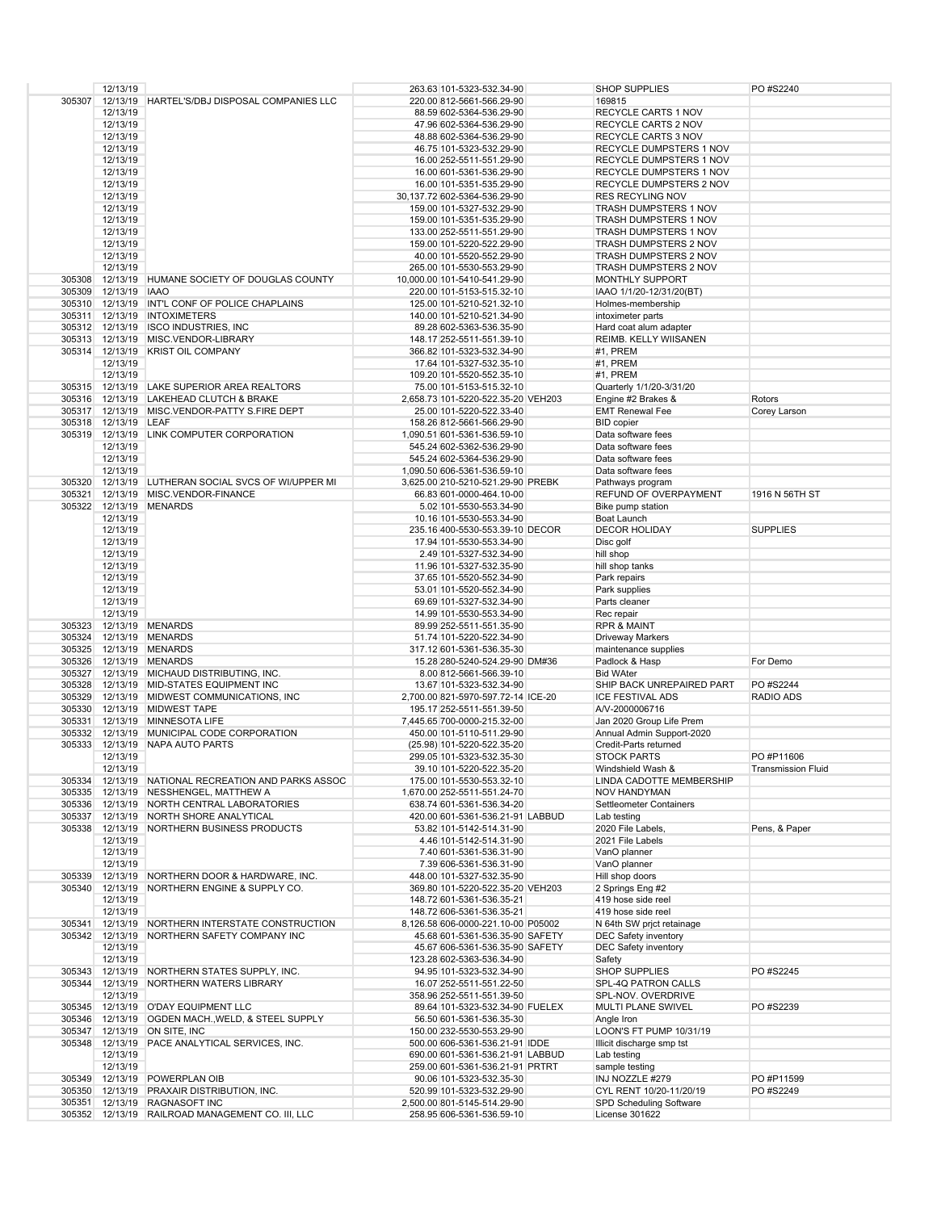|  |  |  |  |  |  |  |  |
|---|---|---|---|---|---|---|---|
|  | 12/13/19 |  | 263.63 | 101-5323-532.34-90 |  | SHOP SUPPLIES | PO #S2240 |
| 305307 | 12/13/19 | HARTEL'S/DBJ DISPOSAL COMPANIES LLC | 220.00 | 812-5661-566.29-90 |  | 169815 |  |
|  | 12/13/19 |  | 88.59 | 602-5364-536.29-90 |  | RECYCLE CARTS 1 NOV |  |
|  | 12/13/19 |  | 47.96 | 602-5364-536.29-90 |  | RECYCLE CARTS 2 NOV |  |
|  | 12/13/19 |  | 48.88 | 602-5364-536.29-90 |  | RECYCLE CARTS 3 NOV |  |
|  | 12/13/19 |  | 46.75 | 101-5323-532.29-90 |  | RECYCLE DUMPSTERS 1 NOV |  |
|  | 12/13/19 |  | 16.00 | 252-5511-551.29-90 |  | RECYCLE DUMPSTERS 1 NOV |  |
|  | 12/13/19 |  | 16.00 | 601-5361-536.29-90 |  | RECYCLE DUMPSTERS 1 NOV |  |
|  | 12/13/19 |  | 16.00 | 101-5351-535.29-90 |  | RECYCLE DUMPSTERS 2 NOV |  |
|  | 12/13/19 |  | 30,137.72 | 602-5364-536.29-90 |  | RES RECYLING NOV |  |
|  | 12/13/19 |  | 159.00 | 101-5327-532.29-90 |  | TRASH DUMPSTERS 1 NOV |  |
|  | 12/13/19 |  | 159.00 | 101-5351-535.29-90 |  | TRASH DUMPSTERS 1 NOV |  |
|  | 12/13/19 |  | 133.00 | 252-5511-551.29-90 |  | TRASH DUMPSTERS 1 NOV |  |
|  | 12/13/19 |  | 159.00 | 101-5220-522.29-90 |  | TRASH DUMPSTERS 2 NOV |  |
|  | 12/13/19 |  | 40.00 | 101-5520-552.29-90 |  | TRASH DUMPSTERS 2 NOV |  |
|  | 12/13/19 |  | 265.00 | 101-5530-553.29-90 |  | TRASH DUMPSTERS 2 NOV |  |
| 305308 | 12/13/19 | HUMANE SOCIETY OF DOUGLAS COUNTY | 10,000.00 | 101-5410-541.29-90 |  | MONTHLY SUPPORT |  |
| 305309 | 12/13/19 | IAAO | 220.00 | 101-5153-515.32-10 |  | IAAO 1/1/20-12/31/20(BT) |  |
| 305310 | 12/13/19 | INT'L CONF OF POLICE CHAPLAINS | 125.00 | 101-5210-521.32-10 |  | Holmes-membership |  |
| 305311 | 12/13/19 | INTOXIMETERS | 140.00 | 101-5210-521.34-90 |  | intoximeter parts |  |
| 305312 | 12/13/19 | ISCO INDUSTRIES, INC | 89.28 | 602-5363-536.35-90 |  | Hard coat alum adapter |  |
| 305313 | 12/13/19 | MISC.VENDOR-LIBRARY | 148.17 | 252-5511-551.39-10 |  | REIMB. KELLY WIISANEN |  |
| 305314 | 12/13/19 | KRIST OIL COMPANY | 366.82 | 101-5323-532.34-90 |  | #1, PREM |  |
|  | 12/13/19 |  | 17.64 | 101-5327-532.35-10 |  | #1, PREM |  |
|  | 12/13/19 |  | 109.20 | 101-5520-552.35-10 |  | #1, PREM |  |
| 305315 | 12/13/19 | LAKE SUPERIOR AREA REALTORS | 75.00 | 101-5153-515.32-10 |  | Quarterly 1/1/20-3/31/20 |  |
| 305316 | 12/13/19 | LAKEHEAD CLUTCH & BRAKE | 2,658.73 | 101-5220-522.35-20 | VEH203 | Engine #2 Brakes & | Rotors |
| 305317 | 12/13/19 | MISC.VENDOR-PATTY S.FIRE DEPT | 25.00 | 101-5220-522.33-40 |  | EMT Renewal Fee | Corey Larson |
| 305318 | 12/13/19 | LEAF | 158.26 | 812-5661-566.29-90 |  | BID copier |  |
| 305319 | 12/13/19 | LINK COMPUTER CORPORATION | 1,090.51 | 601-5361-536.59-10 |  | Data software fees |  |
|  | 12/13/19 |  | 545.24 | 602-5362-536.29-90 |  | Data software fees |  |
|  | 12/13/19 |  | 545.24 | 602-5364-536.29-90 |  | Data software fees |  |
|  | 12/13/19 |  | 1,090.50 | 606-5361-536.59-10 |  | Data software fees |  |
| 305320 | 12/13/19 | LUTHERAN SOCIAL SVCS OF WI/UPPER MI | 3,625.00 | 210-5210-521.29-90 | PREBK | Pathways program |  |
| 305321 | 12/13/19 | MISC.VENDOR-FINANCE | 66.83 | 601-0000-464.10-00 |  | REFUND OF OVERPAYMENT | 1916 N 56TH ST |
| 305322 | 12/13/19 | MENARDS | 5.02 | 101-5530-553.34-90 |  | Bike pump station |  |
|  | 12/13/19 |  | 10.16 | 101-5530-553.34-90 |  | Boat Launch |  |
|  | 12/13/19 |  | 235.16 | 400-5530-553.39-10 | DECOR | DECOR HOLIDAY | SUPPLIES |
|  | 12/13/19 |  | 17.94 | 101-5530-553.34-90 |  | Disc golf |  |
|  | 12/13/19 |  | 2.49 | 101-5327-532.34-90 |  | hill shop |  |
|  | 12/13/19 |  | 11.96 | 101-5327-532.35-90 |  | hill shop tanks |  |
|  | 12/13/19 |  | 37.65 | 101-5520-552.34-90 |  | Park repairs |  |
|  | 12/13/19 |  | 53.01 | 101-5520-552.34-90 |  | Park supplies |  |
|  | 12/13/19 |  | 69.69 | 101-5327-532.34-90 |  | Parts cleaner |  |
|  | 12/13/19 |  | 14.99 | 101-5530-553.34-90 |  | Rec repair |  |
| 305323 | 12/13/19 | MENARDS | 89.99 | 252-5511-551.35-90 |  | RPR & MAINT |  |
| 305324 | 12/13/19 | MENARDS | 51.74 | 101-5220-522.34-90 |  | Driveway Markers |  |
| 305325 | 12/13/19 | MENARDS | 317.12 | 601-5361-536.35-30 |  | maintenance supplies |  |
| 305326 | 12/13/19 | MENARDS | 15.28 | 280-5240-524.29-90 | DM#36 | Padlock & Hasp | For Demo |
| 305327 | 12/13/19 | MICHAUD DISTRIBUTING, INC. | 8.00 | 812-5661-566.39-10 |  | Bid WAter |  |
| 305328 | 12/13/19 | MID-STATES EQUIPMENT INC | 13.67 | 101-5323-532.34-90 |  | SHIP BACK UNREPAIRED PART | PO #S2244 |
| 305329 | 12/13/19 | MIDWEST COMMUNICATIONS, INC | 2,700.00 | 821-5970-597.72-14 | ICE-20 | ICE FESTIVAL ADS | RADIO ADS |
| 305330 | 12/13/19 | MIDWEST TAPE | 195.17 | 252-5511-551.39-50 |  | A/V-2000006716 |  |
| 305331 | 12/13/19 | MINNESOTA LIFE | 7,445.65 | 700-0000-215.32-00 |  | Jan 2020 Group Life Prem |  |
| 305332 | 12/13/19 | MUNICIPAL CODE CORPORATION | 450.00 | 101-5110-511.29-90 |  | Annual Admin Support-2020 |  |
| 305333 | 12/13/19 | NAPA AUTO PARTS | (25.98) | 101-5220-522.35-20 |  | Credit-Parts returned |  |
|  | 12/13/19 |  | 299.05 | 101-5323-532.35-30 |  | STOCK PARTS | PO #P11606 |
|  | 12/13/19 |  | 39.10 | 101-5220-522.35-20 |  | Windshield Wash & | Transmission Fluid |
| 305334 | 12/13/19 | NATIONAL RECREATION AND PARKS ASSOC | 175.00 | 101-5530-553.32-10 |  | LINDA CADOTTE MEMBERSHIP |  |
| 305335 | 12/13/19 | NESSHENGEL, MATTHEW A | 1,670.00 | 252-5511-551.24-70 |  | NOV HANDYMAN |  |
| 305336 | 12/13/19 | NORTH CENTRAL LABORATORIES | 638.74 | 601-5361-536.34-20 |  | Settleometer Containers |  |
| 305337 | 12/13/19 | NORTH SHORE ANALYTICAL | 420.00 | 601-5361-536.21-91 | LABBUD | Lab testing |  |
| 305338 | 12/13/19 | NORTHERN BUSINESS PRODUCTS | 53.82 | 101-5142-514.31-90 |  | 2020 File Labels, | Pens, & Paper |
|  | 12/13/19 |  | 4.46 | 101-5142-514.31-90 |  | 2021 File Labels |  |
|  | 12/13/19 |  | 7.40 | 601-5361-536.31-90 |  | VanO planner |  |
|  | 12/13/19 |  | 7.39 | 606-5361-536.31-90 |  | VanO planner |  |
| 305339 | 12/13/19 | NORTHERN DOOR & HARDWARE, INC. | 448.00 | 101-5327-532.35-90 |  | Hill shop doors |  |
| 305340 | 12/13/19 | NORTHERN ENGINE & SUPPLY CO. | 369.80 | 101-5220-522.35-20 | VEH203 | 2 Springs Eng #2 |  |
|  | 12/13/19 |  | 148.72 | 601-5361-536.35-21 |  | 419 hose side reel |  |
|  | 12/13/19 |  | 148.72 | 606-5361-536.35-21 |  | 419 hose side reel |  |
| 305341 | 12/13/19 | NORTHERN INTERSTATE CONSTRUCTION | 8,126.58 | 606-0000-221.10-00 | P05002 | N 64th SW prjct retainage |  |
| 305342 | 12/13/19 | NORTHERN SAFETY COMPANY INC | 45.68 | 601-5361-536.35-90 | SAFETY | DEC Safety inventory |  |
|  | 12/13/19 |  | 45.67 | 606-5361-536.35-90 | SAFETY | DEC Safety inventory |  |
|  | 12/13/19 |  | 123.28 | 602-5363-536.34-90 |  | Safety |  |
| 305343 | 12/13/19 | NORTHERN STATES SUPPLY, INC. | 94.95 | 101-5323-532.34-90 |  | SHOP SUPPLIES | PO #S2245 |
| 305344 | 12/13/19 | NORTHERN WATERS LIBRARY | 16.07 | 252-5511-551.22-50 |  | SPL-4Q PATRON CALLS |  |
|  | 12/13/19 |  | 358.96 | 252-5511-551.39-50 |  | SPL-NOV. OVERDRIVE |  |
| 305345 | 12/13/19 | O'DAY EQUIPMENT LLC | 89.64 | 101-5323-532.34-90 | FUELEX | MULTI PLANE SWIVEL | PO #S2239 |
| 305346 | 12/13/19 | OGDEN MACH.,WELD, & STEEL SUPPLY | 56.50 | 601-5361-536.35-30 |  | Angle Iron |  |
| 305347 | 12/13/19 | ON SITE, INC | 150.00 | 232-5530-553.29-90 |  | LOON'S FT PUMP 10/31/19 |  |
| 305348 | 12/13/19 | PACE ANALYTICAL SERVICES, INC. | 500.00 | 606-5361-536.21-91 | IDDE | Illicit discharge smp tst |  |
|  | 12/13/19 |  | 690.00 | 601-5361-536.21-91 | LABBUD | Lab testing |  |
|  | 12/13/19 |  | 259.00 | 601-5361-536.21-91 | PRTRT | sample testing |  |
| 305349 | 12/13/19 | POWERPLAN OIB | 90.06 | 101-5323-532.35-30 |  | INJ NOZZLE #279 | PO #P11599 |
| 305350 | 12/13/19 | PRAXAIR DISTRIBUTION, INC. | 520.99 | 101-5323-532.29-90 |  | CYL RENT 10/20-11/20/19 | PO #S2249 |
| 305351 | 12/13/19 | RAGNASOFT INC | 2,500.00 | 801-5145-514.29-90 |  | SPD Scheduling Software |  |
| 305352 | 12/13/19 | RAILROAD MANAGEMENT CO. III, LLC | 258.95 | 606-5361-536.59-10 |  | License 301622 |  |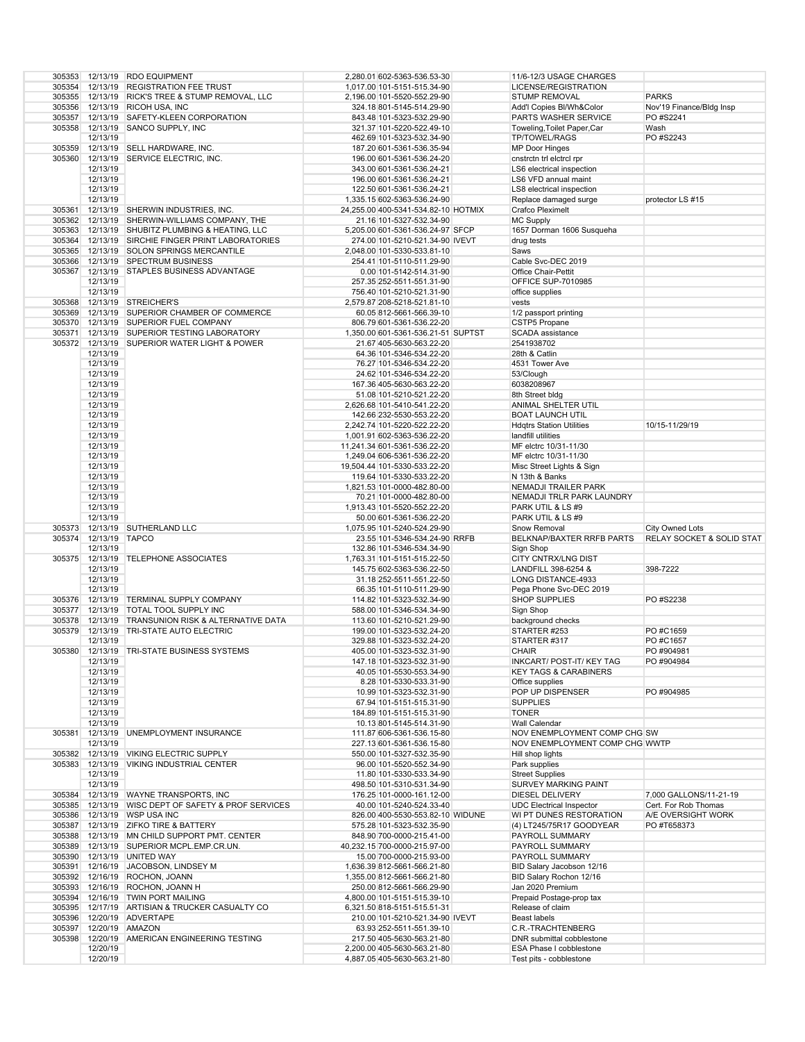| | | | | | | | |
|---|---|---|---|---|---|---|---|
| 305353 | 12/13/19 | RDO EQUIPMENT | 2,280.01 | 602-5363-536.53-30 | | 11/6-12/3 USAGE CHARGES | |
| 305354 | 12/13/19 | REGISTRATION FEE TRUST | 1,017.00 | 101-5151-515.34-90 | | LICENSE/REGISTRATION | |
| 305355 | 12/13/19 | RICK'S TREE & STUMP REMOVAL, LLC | 2,196.00 | 101-5520-552.29-90 | | STUMP REMOVAL | PARKS |
| 305356 | 12/13/19 | RICOH USA, INC | 324.18 | 801-5145-514.29-90 | | Add'l Copies Bl/Wh&Color | Nov'19 Finance/Bldg Insp |
| 305357 | 12/13/19 | SAFETY-KLEEN CORPORATION | 843.48 | 101-5323-532.29-90 | | PARTS WASHER SERVICE | PO #S2241 |
| 305358 | 12/13/19 | SANCO SUPPLY, INC | 321.37 | 101-5220-522.49-10 | | Toweling,Toilet Paper,Car | Wash |
| | 12/13/19 | | 462.69 | 101-5323-532.34-90 | | TP/TOWEL/RAGS | PO #S2243 |
| 305359 | 12/13/19 | SELL HARDWARE, INC. | 187.20 | 601-5361-536.35-94 | | MP Door Hinges | |
| 305360 | 12/13/19 | SERVICE ELECTRIC, INC. | 196.00 | 601-5361-536.24-20 | | cnstrctn trl elctrcl rpr | |
| | 12/13/19 | | 343.00 | 601-5361-536.24-21 | | LS6 electrical inspection | |
| | 12/13/19 | | 196.00 | 601-5361-536.24-21 | | LS6 VFD annual maint | |
| | 12/13/19 | | 122.50 | 601-5361-536.24-21 | | LS8 electrical inspection | |
| | 12/13/19 | | 1,335.15 | 602-5363-536.24-90 | | Replace damaged surge | protector LS #15 |
| 305361 | 12/13/19 | SHERWIN INDUSTRIES, INC. | 24,255.00 | 400-5341-534.82-10 | HOTMIX | Crafco Pleximelt | |
| 305362 | 12/13/19 | SHERWIN-WILLIAMS COMPANY, THE | 21.16 | 101-5327-532.34-90 | | MC Supply | |
| 305363 | 12/13/19 | SHUBITZ PLUMBING & HEATING, LLC | 5,205.00 | 601-5361-536.24-97 | SFCP | 1657 Dorman 1606 Susqueha | |
| 305364 | 12/13/19 | SIRCHIE FINGER PRINT LABORATORIES | 274.00 | 101-5210-521.34-90 | IVEVT | drug tests | |
| 305365 | 12/13/19 | SOLON SPRINGS MERCANTILE | 2,048.00 | 101-5330-533.81-10 | | Saws | |
| 305366 | 12/13/19 | SPECTRUM BUSINESS | 254.41 | 101-5110-511.29-90 | | Cable Svc-DEC 2019 | |
| 305367 | 12/13/19 | STAPLES BUSINESS ADVANTAGE | 0.00 | 101-5142-514.31-90 | | Office Chair-Pettit | |
| | 12/13/19 | | 257.35 | 252-5511-551.31-90 | | OFFICE SUP-7010985 | |
| | 12/13/19 | | 756.40 | 101-5210-521.31-90 | | office supplies | |
| 305368 | 12/13/19 | STREICHER'S | 2,579.87 | 208-5218-521.81-10 | | vests | |
| 305369 | 12/13/19 | SUPERIOR CHAMBER OF COMMERCE | 60.05 | 812-5661-566.39-10 | | 1/2 passport printing | |
| 305370 | 12/13/19 | SUPERIOR FUEL COMPANY | 806.79 | 601-5361-536.22-20 | | CSTP5 Propane | |
| 305371 | 12/13/19 | SUPERIOR TESTING LABORATORY | 1,350.00 | 601-5361-536.21-51 | SUPTST | SCADA assistance | |
| 305372 | 12/13/19 | SUPERIOR WATER LIGHT & POWER | 21.67 | 405-5630-563.22-20 | | 2541938702 | |
| | 12/13/19 | | 64.36 | 101-5346-534.22-20 | | 28th & Catlin | |
| | 12/13/19 | | 76.27 | 101-5346-534.22-20 | | 4531 Tower Ave | |
| | 12/13/19 | | 24.62 | 101-5346-534.22-20 | | 53/Clough | |
| | 12/13/19 | | 167.36 | 405-5630-563.22-20 | | 6038208967 | |
| | 12/13/19 | | 51.08 | 101-5210-521.22-20 | | 8th Street bldg | |
| | 12/13/19 | | 2,626.68 | 101-5410-541.22-20 | | ANIMAL SHELTER UTIL | |
| | 12/13/19 | | 142.66 | 232-5530-553.22-20 | | BOAT LAUNCH UTIL | |
| | 12/13/19 | | 2,242.74 | 101-5220-522.22-20 | | Hdqtrs Station Utilities | 10/15-11/29/19 |
| | 12/13/19 | | 1,001.91 | 602-5363-536.22-20 | | landfill utilities | |
| | 12/13/19 | | 11,241.34 | 601-5361-536.22-20 | | MF elctrc 10/31-11/30 | |
| | 12/13/19 | | 1,249.04 | 606-5361-536.22-20 | | MF elctrc 10/31-11/30 | |
| | 12/13/19 | | 19,504.44 | 101-5330-533.22-20 | | Misc Street Lights & Sign | |
| | 12/13/19 | | 119.64 | 101-5330-533.22-20 | | N 13th & Banks | |
| | 12/13/19 | | 1,821.53 | 101-0000-482.80-00 | | NEMADJI TRAILER PARK | |
| | 12/13/19 | | 70.21 | 101-0000-482.80-00 | | NEMADJI TRLR PARK LAUNDRY | |
| | 12/13/19 | | 1,913.43 | 101-5520-552.22-20 | | PARK UTIL & LS #9 | |
| | 12/13/19 | | 50.00 | 601-5361-536.22-20 | | PARK UTIL & LS #9 | |
| 305373 | 12/13/19 | SUTHERLAND LLC | 1,075.95 | 101-5240-524.29-90 | | Snow Removal | City Owned Lots |
| 305374 | 12/13/19 | TAPCO | 23.55 | 101-5346-534.24-90 | RRFB | BELKNAP/BAXTER RRFB PARTS | RELAY SOCKET & SOLID STAT |
| | 12/13/19 | | 132.86 | 101-5346-534.34-90 | | Sign Shop | |
| 305375 | 12/13/19 | TELEPHONE ASSOCIATES | 1,763.31 | 101-5151-515.22-50 | | CITY CNTRX/LNG DIST | |
| | 12/13/19 | | 145.75 | 602-5363-536.22-50 | | LANDFILL 398-6254 & | 398-7222 |
| | 12/13/19 | | 31.18 | 252-5511-551.22-50 | | LONG DISTANCE-4933 | |
| | 12/13/19 | | 66.35 | 101-5110-511.29-90 | | Pega Phone Svc-DEC 2019 | |
| 305376 | 12/13/19 | TERMINAL SUPPLY COMPANY | 114.82 | 101-5323-532.34-90 | | SHOP SUPPLIES | PO #S2238 |
| 305377 | 12/13/19 | TOTAL TOOL SUPPLY INC | 588.00 | 101-5346-534.34-90 | | Sign Shop | |
| 305378 | 12/13/19 | TRANSUNION RISK & ALTERNATIVE DATA | 113.60 | 101-5210-521.29-90 | | background checks | |
| 305379 | 12/13/19 | TRI-STATE AUTO ELECTRIC | 199.00 | 101-5323-532.24-20 | | STARTER #253 | PO #C1659 |
| | 12/13/19 | | 329.88 | 101-5323-532.24-20 | | STARTER #317 | PO #C1657 |
| 305380 | 12/13/19 | TRI-STATE BUSINESS SYSTEMS | 405.00 | 101-5323-532.31-90 | | CHAIR | PO #904981 |
| | 12/13/19 | | 147.18 | 101-5323-532.31-90 | | INKCART/ POST-IT/ KEY TAG | PO #904984 |
| | 12/13/19 | | 40.05 | 101-5530-553.34-90 | | KEY TAGS & CARABINERS | |
| | 12/13/19 | | 8.28 | 101-5330-533.31-90 | | Office supplies | |
| | 12/13/19 | | 10.99 | 101-5323-532.31-90 | | POP UP DISPENSER | PO #904985 |
| | 12/13/19 | | 67.94 | 101-5151-515.31-90 | | SUPPLIES | |
| | 12/13/19 | | 184.89 | 101-5151-515.31-90 | | TONER | |
| | 12/13/19 | | 10.13 | 801-5145-514.31-90 | | Wall Calendar | |
| 305381 | 12/13/19 | UNEMPLOYMENT INSURANCE | 111.87 | 606-5361-536.15-80 | | NOV ENEMPLOYMENT COMP CHG SW | |
| | 12/13/19 | | 227.13 | 601-5361-536.15-80 | | NOV ENEMPLOYMENT COMP CHG WWTP | |
| 305382 | 12/13/19 | VIKING ELECTRIC SUPPLY | 550.00 | 101-5327-532.35-90 | | Hill shop lights | |
| 305383 | 12/13/19 | VIKING INDUSTRIAL CENTER | 96.00 | 101-5520-552.34-90 | | Park supplies | |
| | 12/13/19 | | 11.80 | 101-5330-533.34-90 | | Street Supplies | |
| | 12/13/19 | | 498.50 | 101-5310-531.34-90 | | SURVEY MARKING PAINT | |
| 305384 | 12/13/19 | WAYNE TRANSPORTS, INC | 176.25 | 101-0000-161.12-00 | | DIESEL DELIVERY | 7,000 GALLONS/11-21-19 |
| 305385 | 12/13/19 | WISC DEPT OF SAFETY & PROF SERVICES | 40.00 | 101-5240-524.33-40 | | UDC Electrical Inspector | Cert. For Rob Thomas |
| 305386 | 12/13/19 | WSP USA INC | 826.00 | 400-5530-553.82-10 | WIDUNE | WI PT DUNES RESTORATION | A/E OVERSIGHT WORK |
| 305387 | 12/13/19 | ZIFKO TIRE & BATTERY | 575.28 | 101-5323-532.35-90 | | (4) LT245/75R17 GOODYEAR | PO #T658373 |
| 305388 | 12/13/19 | MN CHILD SUPPORT PMT. CENTER | 848.90 | 700-0000-215.41-00 | | PAYROLL SUMMARY | |
| 305389 | 12/13/19 | SUPERIOR MCPL.EMP.CR.UN. | 40,232.15 | 700-0000-215.97-00 | | PAYROLL SUMMARY | |
| 305390 | 12/13/19 | UNITED WAY | 15.00 | 700-0000-215.93-00 | | PAYROLL SUMMARY | |
| 305391 | 12/16/19 | JACOBSON, LINDSEY M | 1,636.39 | 812-5661-566.21-80 | | BID Salary Jacobson 12/16 | |
| 305392 | 12/16/19 | ROCHON, JOANN | 1,355.00 | 812-5661-566.21-80 | | BID Salary Rochon 12/16 | |
| 305393 | 12/16/19 | ROCHON, JOANN H | 250.00 | 812-5661-566.29-90 | | Jan 2020 Premium | |
| 305394 | 12/16/19 | TWIN PORT MAILING | 4,800.00 | 101-5151-515.39-10 | | Prepaid Postage-prop tax | |
| 305395 | 12/17/19 | ARTISIAN & TRUCKER CASUALTY CO | 6,321.50 | 818-5151-515.51-31 | | Release of claim | |
| 305396 | 12/20/19 | ADVERTAPE | 210.00 | 101-5210-521.34-90 | IVEVT | Beast labels | |
| 305397 | 12/20/19 | AMAZON | 63.93 | 252-5511-551.39-10 | | C.R.-TRACHTENBERG | |
| 305398 | 12/20/19 | AMERICAN ENGINEERING TESTING | 217.50 | 405-5630-563.21-80 | | DNR submittal cobblestone | |
| | 12/20/19 | | 2,200.00 | 405-5630-563.21-80 | | ESA Phase I cobblestone | |
| | 12/20/19 | | 4,887.05 | 405-5630-563.21-80 | | Test pits - cobblestone | |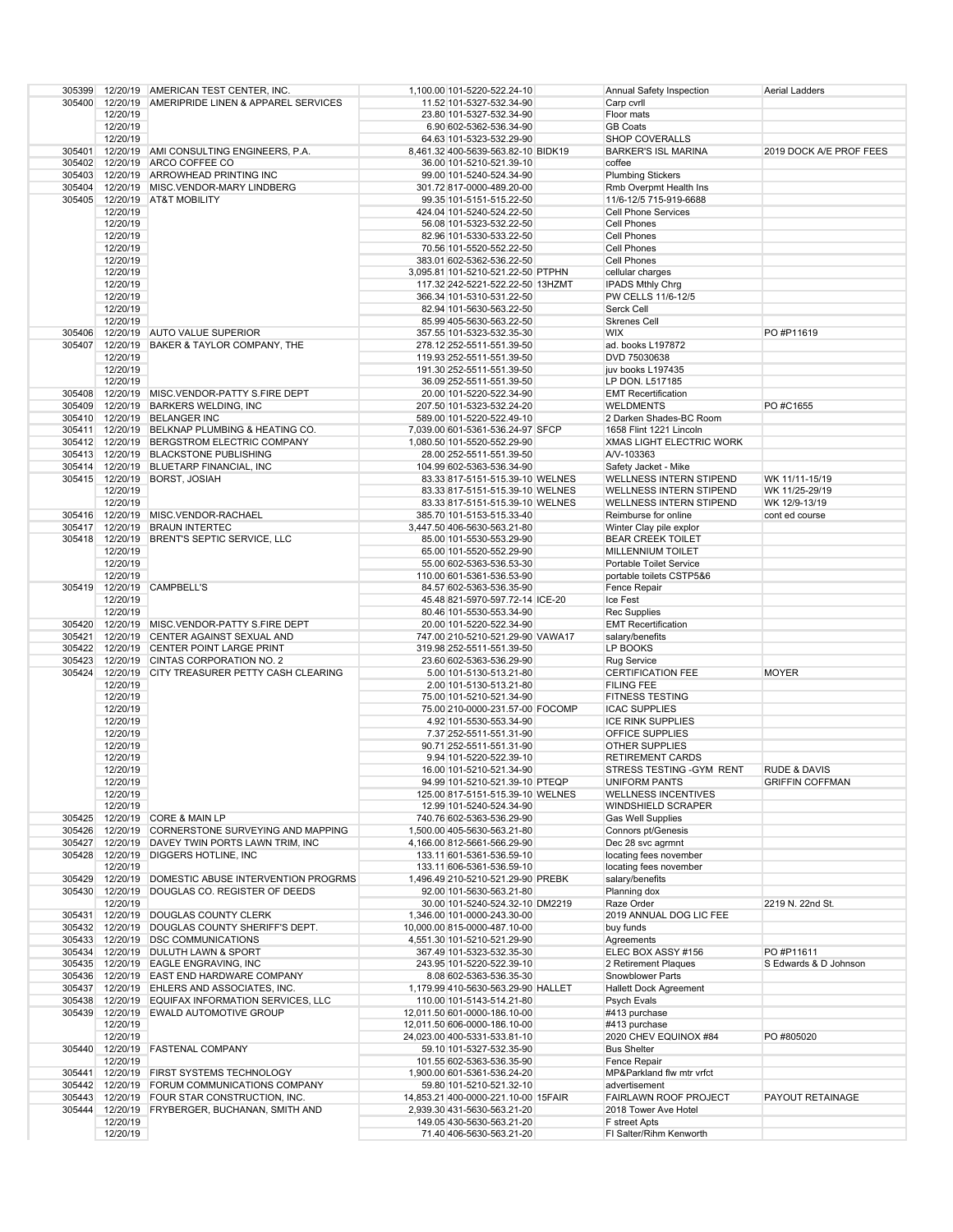| | | | | | | | |
|---|---|---|---|---|---|---|---|
| 305399 | 12/20/19 | AMERICAN TEST CENTER, INC. | 1,100.00 | 101-5220-522.24-10 | | Annual Safety Inspection | Aerial Ladders |
| 305400 | 12/20/19 | AMERIPRIDE LINEN & APPAREL SERVICES | 11.52 | 101-5327-532.34-90 | | Carp cvrll | |
| | 12/20/19 | | 23.80 | 101-5327-532.34-90 | | Floor mats | |
| | 12/20/19 | | 6.90 | 602-5362-536.34-90 | | GB Coats | |
| | 12/20/19 | | 64.63 | 101-5323-532.29-90 | | SHOP COVERALLS | |
| 305401 | 12/20/19 | AMI CONSULTING ENGINEERS, P.A. | 8,461.32 | 400-5639-563.82-10 | BIDK19 | BARKER'S ISL MARINA | 2019 DOCK A/E PROF FEES |
| 305402 | 12/20/19 | ARCO COFFEE CO | 36.00 | 101-5210-521.39-10 | | coffee | |
| 305403 | 12/20/19 | ARROWHEAD PRINTING INC | 99.00 | 101-5240-524.34-90 | | Plumbing Stickers | |
| 305404 | 12/20/19 | MISC.VENDOR-MARY LINDBERG | 301.72 | 817-0000-489.20-00 | | Rmb Overpmt Health Ins | |
| 305405 | 12/20/19 | AT&T MOBILITY | 99.35 | 101-5151-515.22-50 | | 11/6-12/5 715-919-6688 | |
| | 12/20/19 | | 424.04 | 101-5240-524.22-50 | | Cell Phone Services | |
| | 12/20/19 | | 56.08 | 101-5323-532.22-50 | | Cell Phones | |
| | 12/20/19 | | 82.96 | 101-5330-533.22-50 | | Cell Phones | |
| | 12/20/19 | | 70.56 | 101-5520-552.22-50 | | Cell Phones | |
| | 12/20/19 | | 383.01 | 602-5362-536.22-50 | | Cell Phones | |
| | 12/20/19 | | 3,095.81 | 101-5210-521.22-50 | PTPHN | cellular charges | |
| | 12/20/19 | | 117.32 | 242-5221-522.22-50 | 13HZMT | IPADS Mthly Chrg | |
| | 12/20/19 | | 366.34 | 101-5310-531.22-50 | | PW CELLS 11/6-12/5 | |
| | 12/20/19 | | 82.94 | 101-5630-563.22-50 | | Serck Cell | |
| | 12/20/19 | | 85.99 | 405-5630-563.22-50 | | Skrenes Cell | |
| 305406 | 12/20/19 | AUTO VALUE SUPERIOR | 357.55 | 101-5323-532.35-30 | | WIX | PO #P11619 |
| 305407 | 12/20/19 | BAKER & TAYLOR COMPANY, THE | 278.12 | 252-5511-551.39-50 | | ad. books L197872 | |
| | 12/20/19 | | 119.93 | 252-5511-551.39-50 | | DVD 75030638 | |
| | 12/20/19 | | 191.30 | 252-5511-551.39-50 | | juv books L197435 | |
| | 12/20/19 | | 36.09 | 252-5511-551.39-50 | | LP DON. L517185 | |
| 305408 | 12/20/19 | MISC.VENDOR-PATTY S.FIRE DEPT | 20.00 | 101-5220-522.34-90 | | EMT Recertification | |
| 305409 | 12/20/19 | BARKERS WELDING, INC | 207.50 | 101-5323-532.24-20 | | WELDMENTS | PO #C1655 |
| 305410 | 12/20/19 | BELANGER INC | 589.00 | 101-5220-522.49-10 | | 2 Darken Shades-BC Room | |
| 305411 | 12/20/19 | BELKNAP PLUMBING & HEATING CO. | 7,039.00 | 601-5361-536.24-97 | SFCP | 1658 Flint 1221 Lincoln | |
| 305412 | 12/20/19 | BERGSTROM ELECTRIC COMPANY | 1,080.50 | 101-5520-552.29-90 | | XMAS LIGHT ELECTRIC WORK | |
| 305413 | 12/20/19 | BLACKSTONE PUBLISHING | 28.00 | 252-5511-551.39-50 | | A/V-103363 | |
| 305414 | 12/20/19 | BLUETARP FINANCIAL, INC | 104.99 | 602-5363-536.34-90 | | Safety Jacket - Mike | |
| 305415 | 12/20/19 | BORST, JOSIAH | 83.33 | 817-5151-515.39-10 | WELNES | WELLNESS INTERN STIPEND | WK 11/11-15/19 |
| | 12/20/19 | | 83.33 | 817-5151-515.39-10 | WELNES | WELLNESS INTERN STIPEND | WK 11/25-29/19 |
| | 12/20/19 | | 83.33 | 817-5151-515.39-10 | WELNES | WELLNESS INTERN STIPEND | WK 12/9-13/19 |
| 305416 | 12/20/19 | MISC.VENDOR-RACHAEL | 385.70 | 101-5153-515.33-40 | | Reimburse for online | cont ed course |
| 305417 | 12/20/19 | BRAUN INTERTEC | 3,447.50 | 406-5630-563.21-80 | | Winter Clay pile explor | |
| 305418 | 12/20/19 | BRENT'S SEPTIC SERVICE, LLC | 85.00 | 101-5530-553.29-90 | | BEAR CREEK TOILET | |
| | 12/20/19 | | 65.00 | 101-5520-552.29-90 | | MILLENNIUM TOILET | |
| | 12/20/19 | | 55.00 | 602-5363-536.53-30 | | Portable Toilet Service | |
| | 12/20/19 | | 110.00 | 601-5361-536.53-90 | | portable toilets CSTP5&6 | |
| 305419 | 12/20/19 | CAMPBELL'S | 84.57 | 602-5363-536.35-90 | | Fence Repair | |
| | 12/20/19 | | 45.48 | 821-5970-597.72-14 | ICE-20 | Ice Fest | |
| | 12/20/19 | | 80.46 | 101-5530-553.34-90 | | Rec Supplies | |
| 305420 | 12/20/19 | MISC.VENDOR-PATTY S.FIRE DEPT | 20.00 | 101-5220-522.34-90 | | EMT Recertification | |
| 305421 | 12/20/19 | CENTER AGAINST SEXUAL AND | 747.00 | 210-5210-521.29-90 | VAWA17 | salary/benefits | |
| 305422 | 12/20/19 | CENTER POINT LARGE PRINT | 319.98 | 252-5511-551.39-50 | | LP BOOKS | |
| 305423 | 12/20/19 | CINTAS CORPORATION NO. 2 | 23.60 | 602-5363-536.29-90 | | Rug Service | |
| 305424 | 12/20/19 | CITY TREASURER PETTY CASH CLEARING | 5.00 | 101-5130-513.21-80 | | CERTIFICATION FEE | MOYER |
| | 12/20/19 | | 2.00 | 101-5130-513.21-80 | | FILING FEE | |
| | 12/20/19 | | 75.00 | 101-5210-521.34-90 | | FITNESS TESTING | |
| | 12/20/19 | | 75.00 | 210-0000-231.57-00 | FOCOMP | ICAC SUPPLIES | |
| | 12/20/19 | | 4.92 | 101-5530-553.34-90 | | ICE RINK SUPPLIES | |
| | 12/20/19 | | 7.37 | 252-5511-551.31-90 | | OFFICE SUPPLIES | |
| | 12/20/19 | | 90.71 | 252-5511-551.31-90 | | OTHER SUPPLIES | |
| | 12/20/19 | | 9.94 | 101-5220-522.39-10 | | RETIREMENT CARDS | |
| | 12/20/19 | | 16.00 | 101-5210-521.34-90 | | STRESS TESTING -GYM RENT | RUDE & DAVIS |
| | 12/20/19 | | 94.99 | 101-5210-521.39-10 | PTEQP | UNIFORM PANTS | GRIFFIN COFFMAN |
| | 12/20/19 | | 125.00 | 817-5151-515.39-10 | WELNES | WELLNESS INCENTIVES | |
| | 12/20/19 | | 12.99 | 101-5240-524.34-90 | | WINDSHIELD SCRAPER | |
| 305425 | 12/20/19 | CORE & MAIN LP | 740.76 | 602-5363-536.29-90 | | Gas Well Supplies | |
| 305426 | 12/20/19 | CORNERSTONE SURVEYING AND MAPPING | 1,500.00 | 405-5630-563.21-80 | | Connors pt/Genesis | |
| 305427 | 12/20/19 | DAVEY TWIN PORTS LAWN TRIM, INC | 4,166.00 | 812-5661-566.29-90 | | Dec 28 svc agrmnt | |
| 305428 | 12/20/19 | DIGGERS HOTLINE, INC | 133.11 | 601-5361-536.59-10 | | locating fees november | |
| | 12/20/19 | | 133.11 | 606-5361-536.59-10 | | locating fees november | |
| 305429 | 12/20/19 | DOMESTIC ABUSE INTERVENTION PROGRMS | 1,496.49 | 210-5210-521.29-90 | PREBK | salary/benefits | |
| 305430 | 12/20/19 | DOUGLAS CO. REGISTER OF DEEDS | 92.00 | 101-5630-563.21-80 | | Planning dox | |
| | 12/20/19 | | 30.00 | 101-5240-524.32-10 | DM2219 | Raze Order | 2219 N. 22nd St. |
| 305431 | 12/20/19 | DOUGLAS COUNTY CLERK | 1,346.00 | 101-0000-243.30-00 | | 2019 ANNUAL DOG LIC FEE | |
| 305432 | 12/20/19 | DOUGLAS COUNTY SHERIFF'S DEPT. | 10,000.00 | 815-0000-487.10-00 | | buy funds | |
| 305433 | 12/20/19 | DSC COMMUNICATIONS | 4,551.30 | 101-5210-521.29-90 | | Agreements | |
| 305434 | 12/20/19 | DULUTH LAWN & SPORT | 367.49 | 101-5323-532.35-30 | | ELEC BOX ASSY #156 | PO #P11611 |
| 305435 | 12/20/19 | EAGLE ENGRAVING, INC | 243.95 | 101-5220-522.39-10 | | 2 Retirement Plaques | S Edwards & D Johnson |
| 305436 | 12/20/19 | EAST END HARDWARE COMPANY | 8.08 | 602-5363-536.35-30 | | Snowblower Parts | |
| 305437 | 12/20/19 | EHLERS AND ASSOCIATES, INC. | 1,179.99 | 410-5630-563.29-90 | HALLET | Hallett Dock Agreement | |
| 305438 | 12/20/19 | EQUIFAX INFORMATION SERVICES, LLC | 110.00 | 101-5143-514.21-80 | | Psych Evals | |
| 305439 | 12/20/19 | EWALD AUTOMOTIVE GROUP | 12,011.50 | 601-0000-186.10-00 | | #413 purchase | |
| | 12/20/19 | | 12,011.50 | 606-0000-186.10-00 | | #413 purchase | |
| | 12/20/19 | | 24,023.00 | 400-5331-533.81-10 | | 2020 CHEV EQUINOX #84 | PO #805020 |
| 305440 | 12/20/19 | FASTENAL COMPANY | 59.10 | 101-5327-532.35-90 | | Bus Shelter | |
| | 12/20/19 | | 101.55 | 602-5363-536.35-90 | | Fence Repair | |
| 305441 | 12/20/19 | FIRST SYSTEMS TECHNOLOGY | 1,900.00 | 601-5361-536.24-20 | | MP&Parkland flw mtr vrfct | |
| 305442 | 12/20/19 | FORUM COMMUNICATIONS COMPANY | 59.80 | 101-5210-521.32-10 | | advertisement | |
| 305443 | 12/20/19 | FOUR STAR CONSTRUCTION, INC. | 14,853.21 | 400-0000-221.10-00 | 15FAIR | FAIRLAWN ROOF PROJECT | PAYOUT RETAINAGE |
| 305444 | 12/20/19 | FRYBERGER, BUCHANAN, SMITH AND | 2,939.30 | 431-5630-563.21-20 | | 2018 Tower Ave Hotel | |
| | 12/20/19 | | 149.05 | 430-5630-563.21-20 | | F street Apts | |
| | 12/20/19 | | 71.40 | 406-5630-563.21-20 | | FI Salter/Rihm Kenworth | |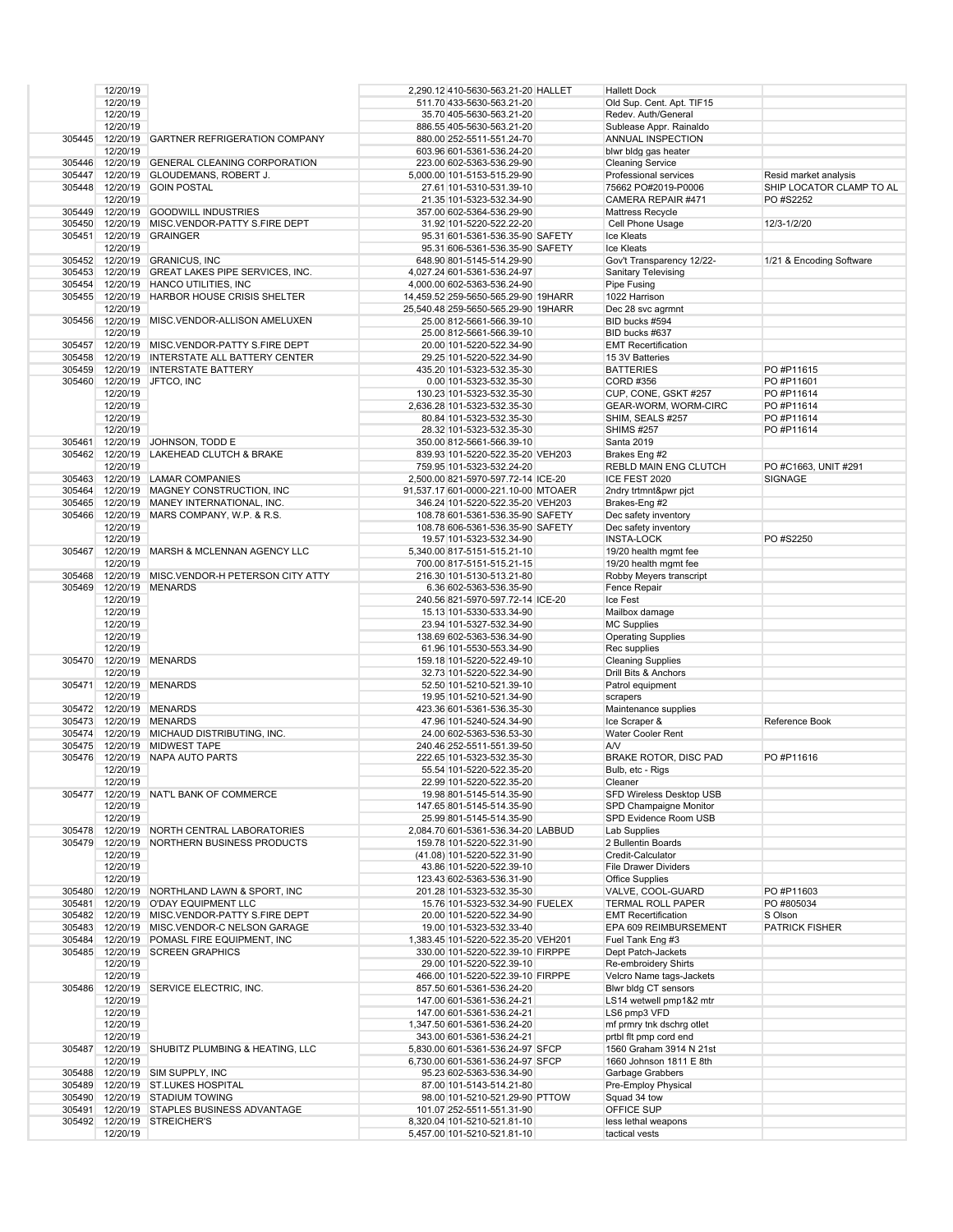| | | | | | | | |
|---|---|---|---|---|---|---|---|
| | 12/20/19 | | 2,290.12 | 410-5630-563.21-20 | HALLET | Hallett Dock | |
| | 12/20/19 | | 511.70 | 433-5630-563.21-20 | | Old Sup. Cent. Apt. TIF15 | |
| | 12/20/19 | | 35.70 | 405-5630-563.21-20 | | Redev. Auth/General | |
| | 12/20/19 | | 886.55 | 405-5630-563.21-20 | | Sublease Appr. Rainaldo | |
| 305445 | 12/20/19 | GARTNER REFRIGERATION COMPANY | 880.00 | 252-5511-551.24-70 | | ANNUAL INSPECTION | |
| | 12/20/19 | | 603.96 | 601-5361-536.24-20 | | blwr bldg gas heater | |
| 305446 | 12/20/19 | GENERAL CLEANING CORPORATION | 223.00 | 602-5363-536.29-90 | | Cleaning Service | |
| 305447 | 12/20/19 | GLOUDEMANS, ROBERT J. | 5,000.00 | 101-5153-515.29-90 | | Professional services | Resid market analysis |
| 305448 | 12/20/19 | GOIN POSTAL | 27.61 | 101-5310-531.39-10 | | 75662 PO#2019-P0006 | SHIP LOCATOR CLAMP TO AL |
| | 12/20/19 | | 21.35 | 101-5323-532.34-90 | | CAMERA REPAIR #471 | PO #S2252 |
| 305449 | 12/20/19 | GOODWILL INDUSTRIES | 357.00 | 602-5364-536.29-90 | | Mattress Recycle | |
| 305450 | 12/20/19 | MISC.VENDOR-PATTY S.FIRE DEPT | 31.92 | 101-5220-522.22-20 | | Cell Phone Usage | 12/3-1/2/20 |
| 305451 | 12/20/19 | GRAINGER | 95.31 | 601-5361-536.35-90 | SAFETY | Ice Kleats | |
| | 12/20/19 | | 95.31 | 606-5361-536.35-90 | SAFETY | Ice Kleats | |
| 305452 | 12/20/19 | GRANICUS, INC | 648.90 | 801-5145-514.29-90 | | Gov't Transparency 12/22- | 1/21 & Encoding Software |
| 305453 | 12/20/19 | GREAT LAKES PIPE SERVICES, INC. | 4,027.24 | 601-5361-536.24-97 | | Sanitary Televising | |
| 305454 | 12/20/19 | HANCO UTILITIES, INC | 4,000.00 | 602-5363-536.24-90 | | Pipe Fusing | |
| 305455 | 12/20/19 | HARBOR HOUSE CRISIS SHELTER | 14,459.52 | 259-5650-565.29-90 | 19HARR | 1022 Harrison | |
| | 12/20/19 | | 25,540.48 | 259-5650-565.29-90 | 19HARR | Dec 28 svc agrmnt | |
| 305456 | 12/20/19 | MISC.VENDOR-ALLISON AMELUXEN | 25.00 | 812-5661-566.39-10 | | BID bucks #594 | |
| | 12/20/19 | | 25.00 | 812-5661-566.39-10 | | BID bucks #637 | |
| 305457 | 12/20/19 | MISC.VENDOR-PATTY S.FIRE DEPT | 20.00 | 101-5220-522.34-90 | | EMT Recertification | |
| 305458 | 12/20/19 | INTERSTATE ALL BATTERY CENTER | 29.25 | 101-5220-522.34-90 | | 15 3V Batteries | |
| 305459 | 12/20/19 | INTERSTATE BATTERY | 435.20 | 101-5323-532.35-30 | | BATTERIES | PO #P11615 |
| 305460 | 12/20/19 | JFTCO, INC | 0.00 | 101-5323-532.35-30 | | CORD #356 | PO #P11601 |
| | 12/20/19 | | 130.23 | 101-5323-532.35-30 | | CUP, CONE, GSKT #257 | PO #P11614 |
| | 12/20/19 | | 2,636.28 | 101-5323-532.35-30 | | GEAR-WORM, WORM-CIRC | PO #P11614 |
| | 12/20/19 | | 80.84 | 101-5323-532.35-30 | | SHIM, SEALS #257 | PO #P11614 |
| | 12/20/19 | | 28.32 | 101-5323-532.35-30 | | SHIMS #257 | PO #P11614 |
| 305461 | 12/20/19 | JOHNSON, TODD E | 350.00 | 812-5661-566.39-10 | | Santa 2019 | |
| 305462 | 12/20/19 | LAKEHEAD CLUTCH & BRAKE | 839.93 | 101-5220-522.35-20 | VEH203 | Brakes Eng #2 | |
| | 12/20/19 | | 759.95 | 101-5323-532.24-20 | | REBLD MAIN ENG CLUTCH | PO #C1663, UNIT #291 |
| 305463 | 12/20/19 | LAMAR COMPANIES | 2,500.00 | 821-5970-597.72-14 | ICE-20 | ICE FEST 2020 | SIGNAGE |
| 305464 | 12/20/19 | MAGNEY CONSTRUCTION, INC | 91,537.17 | 601-0000-221.10-00 | MTOAER | 2ndry trtmnt&pwr pjct | |
| 305465 | 12/20/19 | MANEY INTERNATIONAL, INC. | 346.24 | 101-5220-522.35-20 | VEH203 | Brakes-Eng #2 | |
| 305466 | 12/20/19 | MARS COMPANY, W.P. & R.S. | 108.78 | 601-5361-536.35-90 | SAFETY | Dec safety inventory | |
| | 12/20/19 | | 108.78 | 606-5361-536.35-90 | SAFETY | Dec safety inventory | |
| | 12/20/19 | | 19.57 | 101-5323-532.34-90 | | INSTA-LOCK | PO #S2250 |
| 305467 | 12/20/19 | MARSH & MCLENNAN AGENCY LLC | 5,340.00 | 817-5151-515.21-10 | | 19/20 health mgmt fee | |
| | 12/20/19 | | 700.00 | 817-5151-515.21-15 | | 19/20 health mgmt fee | |
| 305468 | 12/20/19 | MISC.VENDOR-H PETERSON CITY ATTY | 216.30 | 101-5130-513.21-80 | | Robby Meyers transcript | |
| 305469 | 12/20/19 | MENARDS | 6.36 | 602-5363-536.35-90 | | Fence Repair | |
| | 12/20/19 | | 240.56 | 821-5970-597.72-14 | ICE-20 | Ice Fest | |
| | 12/20/19 | | 15.13 | 101-5330-533.34-90 | | Mailbox damage | |
| | 12/20/19 | | 23.94 | 101-5327-532.34-90 | | MC Supplies | |
| | 12/20/19 | | 138.69 | 602-5363-536.34-90 | | Operating Supplies | |
| | 12/20/19 | | 61.96 | 101-5530-553.34-90 | | Rec supplies | |
| 305470 | 12/20/19 | MENARDS | 159.18 | 101-5220-522.49-10 | | Cleaning Supplies | |
| | 12/20/19 | | 32.73 | 101-5220-522.34-90 | | Drill Bits & Anchors | |
| 305471 | 12/20/19 | MENARDS | 52.50 | 101-5210-521.39-10 | | Patrol equipment | |
| | 12/20/19 | | 19.95 | 101-5210-521.34-90 | | scrapers | |
| 305472 | 12/20/19 | MENARDS | 423.36 | 601-5361-536.35-30 | | Maintenance supplies | |
| 305473 | 12/20/19 | MENARDS | 47.96 | 101-5240-524.34-90 | | Ice Scraper & | Reference Book |
| 305474 | 12/20/19 | MICHAUD DISTRIBUTING, INC. | 24.00 | 602-5363-536.53-30 | | Water Cooler Rent | |
| 305475 | 12/20/19 | MIDWEST TAPE | 240.46 | 252-5511-551.39-50 | | A/V | |
| 305476 | 12/20/19 | NAPA AUTO PARTS | 222.65 | 101-5323-532.35-30 | | BRAKE ROTOR, DISC PAD | PO #P11616 |
| | 12/20/19 | | 55.54 | 101-5220-522.35-20 | | Bulb, etc - Rigs | |
| | 12/20/19 | | 22.99 | 101-5220-522.35-20 | | Cleaner | |
| 305477 | 12/20/19 | NAT'L BANK OF COMMERCE | 19.98 | 801-5145-514.35-90 | | SFD Wireless Desktop USB | |
| | 12/20/19 | | 147.65 | 801-5145-514.35-90 | | SPD Champaigne Monitor | |
| | 12/20/19 | | 25.99 | 801-5145-514.35-90 | | SPD Evidence Room USB | |
| 305478 | 12/20/19 | NORTH CENTRAL LABORATORIES | 2,084.70 | 601-5361-536.34-20 | LABBUD | Lab Supplies | |
| 305479 | 12/20/19 | NORTHERN BUSINESS PRODUCTS | 159.78 | 101-5220-522.31-90 | | 2 Bullentin Boards | |
| | 12/20/19 | | (41.08) | 101-5220-522.31-90 | | Credit-Calculator | |
| | 12/20/19 | | 43.86 | 101-5220-522.39-10 | | File Drawer Dividers | |
| | 12/20/19 | | 123.43 | 602-5363-536.31-90 | | Office Supplies | |
| 305480 | 12/20/19 | NORTHLAND LAWN & SPORT, INC | 201.28 | 101-5323-532.35-30 | | VALVE, COOL-GUARD | PO #P11603 |
| 305481 | 12/20/19 | O'DAY EQUIPMENT LLC | 15.76 | 101-5323-532.34-90 | FUELEX | TERMAL ROLL PAPER | PO #805034 |
| 305482 | 12/20/19 | MISC.VENDOR-PATTY S.FIRE DEPT | 20.00 | 101-5220-522.34-90 | | EMT Recertification | S Olson |
| 305483 | 12/20/19 | MISC.VENDOR-C NELSON GARAGE | 19.00 | 101-5323-532.33-40 | | EPA 609 REIMBURSEMENT | PATRICK FISHER |
| 305484 | 12/20/19 | POMASL FIRE EQUIPMENT, INC | 1,383.45 | 101-5220-522.35-20 | VEH201 | Fuel Tank Eng #3 | |
| 305485 | 12/20/19 | SCREEN GRAPHICS | 330.00 | 101-5220-522.39-10 | FIRPPE | Dept Patch-Jackets | |
| | 12/20/19 | | 29.00 | 101-5220-522.39-10 | | Re-embroidery Shirts | |
| | 12/20/19 | | 466.00 | 101-5220-522.39-10 | FIRPPE | Velcro Name tags-Jackets | |
| 305486 | 12/20/19 | SERVICE ELECTRIC, INC. | 857.50 | 601-5361-536.24-20 | | Blwr bldg CT sensors | |
| | 12/20/19 | | 147.00 | 601-5361-536.24-21 | | LS14 wetwell pmp1&2 mtr | |
| | 12/20/19 | | 147.00 | 601-5361-536.24-21 | | LS6 pmp3 VFD | |
| | 12/20/19 | | 1,347.50 | 601-5361-536.24-20 | | mf prmry tnk dschrg otlet | |
| | 12/20/19 | | 343.00 | 601-5361-536.24-21 | | prtbl flt pmp cord end | |
| 305487 | 12/20/19 | SHUBITZ PLUMBING & HEATING, LLC | 5,830.00 | 601-5361-536.24-97 | SFCP | 1560 Graham 3914 N 21st | |
| | 12/20/19 | | 6,730.00 | 601-5361-536.24-97 | SFCP | 1660 Johnson 1811 E 8th | |
| 305488 | 12/20/19 | SIM SUPPLY, INC | 95.23 | 602-5363-536.34-90 | | Garbage Grabbers | |
| 305489 | 12/20/19 | ST.LUKES HOSPITAL | 87.00 | 101-5143-514.21-80 | | Pre-Employ Physical | |
| 305490 | 12/20/19 | STADIUM TOWING | 98.00 | 101-5210-521.29-90 | PTTOW | Squad 34 tow | |
| 305491 | 12/20/19 | STAPLES BUSINESS ADVANTAGE | 101.07 | 252-5511-551.31-90 | | OFFICE SUP | |
| 305492 | 12/20/19 | STREICHER'S | 8,320.04 | 101-5210-521.81-10 | | less lethal weapons | |
| | 12/20/19 | | 5,457.00 | 101-5210-521.81-10 | | tactical vests | |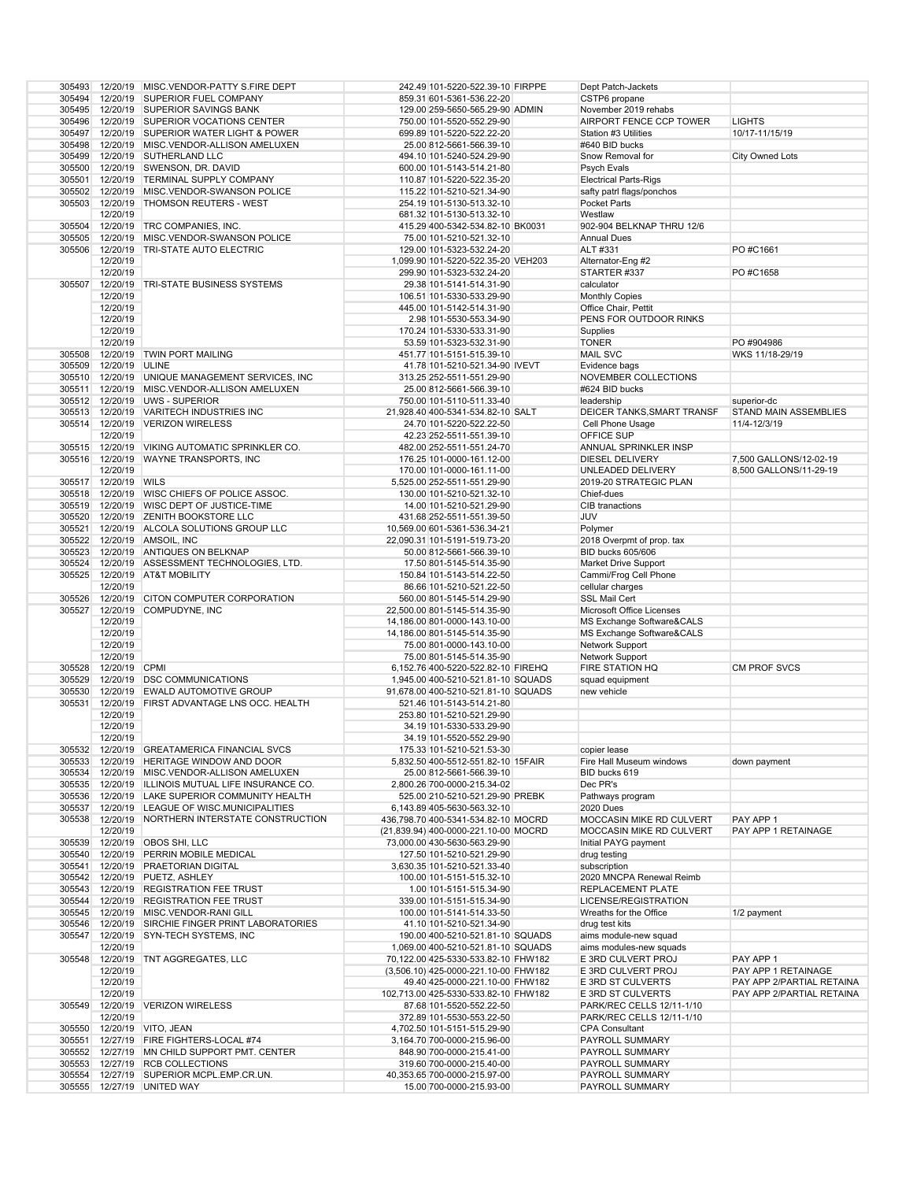| | | | | | | | |
|---|---|---|---|---|---|---|---|
| 305493 | 12/20/19 | MISC.VENDOR-PATTY S.FIRE DEPT | 242.49 | 101-5220-522.39-10 | FIRPPE | Dept Patch-Jackets | |
| 305494 | 12/20/19 | SUPERIOR FUEL COMPANY | 859.31 | 601-5361-536.22-20 | | CSTP6 propane | |
| 305495 | 12/20/19 | SUPERIOR SAVINGS BANK | 129.00 | 259-5650-565.29-90 | ADMIN | November 2019 rehabs | |
| 305496 | 12/20/19 | SUPERIOR VOCATIONS CENTER | 750.00 | 101-5520-552.29-90 | | AIRPORT FENCE CCP TOWER | LIGHTS |
| 305497 | 12/20/19 | SUPERIOR WATER LIGHT & POWER | 699.89 | 101-5220-522.22-20 | | Station #3 Utilities | 10/17-11/15/19 |
| 305498 | 12/20/19 | MISC.VENDOR-ALLISON AMELUXEN | 25.00 | 812-5661-566.39-10 | | #640 BID bucks | |
| 305499 | 12/20/19 | SUTHERLAND LLC | 494.10 | 101-5240-524.29-90 | | Snow Removal for | City Owned Lots |
| 305500 | 12/20/19 | SWENSON, DR. DAVID | 600.00 | 101-5143-514.21-80 | | Psych Evals | |
| 305501 | 12/20/19 | TERMINAL SUPPLY COMPANY | 110.87 | 101-5220-522.35-20 | | Electrical Parts-Rigs | |
| 305502 | 12/20/19 | MISC.VENDOR-SWANSON POLICE | 115.22 | 101-5210-521.34-90 | | safty patrl flags/ponchos | |
| 305503 | 12/20/19 | THOMSON REUTERS - WEST | 254.19 | 101-5130-513.32-10 | | Pocket Parts | |
| | 12/20/19 | | 681.32 | 101-5130-513.32-10 | | Westlaw | |
| 305504 | 12/20/19 | TRC COMPANIES, INC. | 415.29 | 400-5342-534.82-10 | BK0031 | 902-904 BELKNAP THRU 12/6 | |
| 305505 | 12/20/19 | MISC.VENDOR-SWANSON POLICE | 75.00 | 101-5210-521.32-10 | | Annual Dues | |
| 305506 | 12/20/19 | TRI-STATE AUTO ELECTRIC | 129.00 | 101-5323-532.24-20 | | ALT #331 | PO #C1661 |
| | 12/20/19 | | 1,099.90 | 101-5220-522.35-20 | VEH203 | Alternator-Eng #2 | |
| | 12/20/19 | | 299.90 | 101-5323-532.24-20 | | STARTER #337 | PO #C1658 |
| 305507 | 12/20/19 | TRI-STATE BUSINESS SYSTEMS | 29.38 | 101-5141-514.31-90 | | calculator | |
| | 12/20/19 | | 106.51 | 101-5330-533.29-90 | | Monthly Copies | |
| | 12/20/19 | | 445.00 | 101-5142-514.31-90 | | Office Chair, Pettit | |
| | 12/20/19 | | 2.98 | 101-5530-553.34-90 | | PENS FOR OUTDOOR RINKS | |
| | 12/20/19 | | 170.24 | 101-5330-533.31-90 | | Supplies | |
| | 12/20/19 | | 53.59 | 101-5323-532.31-90 | | TONER | PO #904986 |
| 305508 | 12/20/19 | TWIN PORT MAILING | 451.77 | 101-5151-515.39-10 | | MAIL SVC | WKS 11/18-29/19 |
| 305509 | 12/20/19 | ULINE | 41.78 | 101-5210-521.34-90 | IVEVT | Evidence bags | |
| 305510 | 12/20/19 | UNIQUE MANAGEMENT SERVICES, INC | 313.25 | 252-5511-551.29-90 | | NOVEMBER COLLECTIONS | |
| 305511 | 12/20/19 | MISC.VENDOR-ALLISON AMELUXEN | 25.00 | 812-5661-566.39-10 | | #624 BID bucks | |
| 305512 | 12/20/19 | UWS - SUPERIOR | 750.00 | 101-5110-511.33-40 | | leadership | superior-dc |
| 305513 | 12/20/19 | VARITECH INDUSTRIES INC | 21,928.40 | 400-5341-534.82-10 | SALT | DEICER TANKS,SMART TRANSF | STAND MAIN ASSEMBLIES |
| 305514 | 12/20/19 | VERIZON WIRELESS | 24.70 | 101-5220-522.22-50 | | Cell Phone Usage | 11/4-12/3/19 |
| | 12/20/19 | | 42.23 | 252-5511-551.39-10 | | OFFICE SUP | |
| 305515 | 12/20/19 | VIKING AUTOMATIC SPRINKLER CO. | 482.00 | 252-5511-551.24-70 | | ANNUAL SPRINKLER INSP | |
| 305516 | 12/20/19 | WAYNE TRANSPORTS, INC | 176.25 | 101-0000-161.12-00 | | DIESEL DELIVERY | 7,500 GALLONS/12-02-19 |
| | 12/20/19 | | 170.00 | 101-0000-161.11-00 | | UNLEADED DELIVERY | 8,500 GALLONS/11-29-19 |
| 305517 | 12/20/19 | WILS | 5,525.00 | 252-5511-551.29-90 | | 2019-20 STRATEGIC PLAN | |
| 305518 | 12/20/19 | WISC CHIEFS OF POLICE ASSOC. | 130.00 | 101-5210-521.32-10 | | Chief-dues | |
| 305519 | 12/20/19 | WISC DEPT OF JUSTICE-TIME | 14.00 | 101-5210-521.29-90 | | CIB tranactions | |
| 305520 | 12/20/19 | ZENITH BOOKSTORE LLC | 431.68 | 252-5511-551.39-50 | | JUV | |
| 305521 | 12/20/19 | ALCOLA SOLUTIONS GROUP LLC | 10,569.00 | 601-5361-536.34-21 | | Polymer | |
| 305522 | 12/20/19 | AMSOIL, INC | 22,090.31 | 101-5191-519.73-20 | | 2018 Overpmt of prop. tax | |
| 305523 | 12/20/19 | ANTIQUES ON BELKNAP | 50.00 | 812-5661-566.39-10 | | BID bucks 605/606 | |
| 305524 | 12/20/19 | ASSESSMENT TECHNOLOGIES, LTD. | 17.50 | 801-5145-514.35-90 | | Market Drive Support | |
| 305525 | 12/20/19 | AT&T MOBILITY | 150.84 | 101-5143-514.22-50 | | Cammi/Frog Cell Phone | |
| | 12/20/19 | | 86.66 | 101-5210-521.22-50 | | cellular charges | |
| 305526 | 12/20/19 | CITON COMPUTER CORPORATION | 560.00 | 801-5145-514.29-90 | | SSL Mail Cert | |
| 305527 | 12/20/19 | COMPUDYNE, INC | 22,500.00 | 801-5145-514.35-90 | | Microsoft Office Licenses | |
| | 12/20/19 | | 14,186.00 | 801-0000-143.10-00 | | MS Exchange Software&CALS | |
| | 12/20/19 | | 14,186.00 | 801-5145-514.35-90 | | MS Exchange Software&CALS | |
| | 12/20/19 | | 75.00 | 801-0000-143.10-00 | | Network Support | |
| | 12/20/19 | | 75.00 | 801-5145-514.35-90 | | Network Support | |
| 305528 | 12/20/19 | CPMI | 6,152.76 | 400-5220-522.82-10 | FIREHQ | FIRE STATION HQ | CM PROF SVCS |
| 305529 | 12/20/19 | DSC COMMUNICATIONS | 1,945.00 | 400-5210-521.81-10 | SQUADS | squad equipment | |
| 305530 | 12/20/19 | EWALD AUTOMOTIVE GROUP | 91,678.00 | 400-5210-521.81-10 | SQUADS | new vehicle | |
| 305531 | 12/20/19 | FIRST ADVANTAGE LNS OCC. HEALTH | 521.46 | 101-5143-514.21-80 | | | |
| | 12/20/19 | | 253.80 | 101-5210-521.29-90 | | | |
| | 12/20/19 | | 34.19 | 101-5330-533.29-90 | | | |
| | 12/20/19 | | 34.19 | 101-5520-552.29-90 | | | |
| 305532 | 12/20/19 | GREATAMERICA FINANCIAL SVCS | 175.33 | 101-5210-521.53-30 | | copier lease | |
| 305533 | 12/20/19 | HERITAGE WINDOW AND DOOR | 5,832.50 | 400-5512-551.82-10 | 15FAIR | Fire Hall Museum windows | down payment |
| 305534 | 12/20/19 | MISC.VENDOR-ALLISON AMELUXEN | 25.00 | 812-5661-566.39-10 | | BID bucks 619 | |
| 305535 | 12/20/19 | ILLINOIS MUTUAL LIFE INSURANCE CO. | 2,800.26 | 700-0000-215.34-02 | | Dec PR's | |
| 305536 | 12/20/19 | LAKE SUPERIOR COMMUNITY HEALTH | 525.00 | 210-5210-521.29-90 | PREBK | Pathways program | |
| 305537 | 12/20/19 | LEAGUE OF WISC.MUNICIPALITIES | 6,143.89 | 405-5630-563.32-10 | | 2020 Dues | |
| 305538 | 12/20/19 | NORTHERN INTERSTATE CONSTRUCTION | 436,798.70 | 400-5341-534.82-10 | MOCRD | MOCCASIN MIKE RD CULVERT | PAY APP 1 |
| | 12/20/19 | | (21,839.94) | 400-0000-221.10-00 | MOCRD | MOCCASIN MIKE RD CULVERT | PAY APP 1 RETAINAGE |
| 305539 | 12/20/19 | OBOS SHI, LLC | 73,000.00 | 430-5630-563.29-90 | | Initial PAYG payment | |
| 305540 | 12/20/19 | PERRIN MOBILE MEDICAL | 127.50 | 101-5210-521.29-90 | | drug testing | |
| 305541 | 12/20/19 | PRAETORIAN DIGITAL | 3,630.35 | 101-5210-521.33-40 | | subscription | |
| 305542 | 12/20/19 | PUETZ, ASHLEY | 100.00 | 101-5151-515.32-10 | | 2020 MNCPA Renewal Reimb | |
| 305543 | 12/20/19 | REGISTRATION FEE TRUST | 1.00 | 101-5151-515.34-90 | | REPLACEMENT PLATE | |
| 305544 | 12/20/19 | REGISTRATION FEE TRUST | 339.00 | 101-5151-515.34-90 | | LICENSE/REGISTRATION | |
| 305545 | 12/20/19 | MISC.VENDOR-RANI GILL | 100.00 | 101-5141-514.33-50 | | Wreaths for the Office | 1/2 payment |
| 305546 | 12/20/19 | SIRCHIE FINGER PRINT LABORATORIES | 41.10 | 101-5210-521.34-90 | | drug test kits | |
| 305547 | 12/20/19 | SYN-TECH SYSTEMS, INC | 190.00 | 400-5210-521.81-10 | SQUADS | aims module-new squad | |
| | 12/20/19 | | 1,069.00 | 400-5210-521.81-10 | SQUADS | aims modules-new squads | |
| 305548 | 12/20/19 | TNT AGGREGATES, LLC | 70,122.00 | 425-5330-533.82-10 | FHW182 | E 3RD CULVERT PROJ | PAY APP 1 |
| | 12/20/19 | | (3,506.10) | 425-0000-221.10-00 | FHW182 | E 3RD CULVERT PROJ | PAY APP 1 RETAINAGE |
| | 12/20/19 | | 49.40 | 425-0000-221.10-00 | FHW182 | E 3RD ST CULVERTS | PAY APP 2/PARTIAL RETAINA |
| | 12/20/19 | | 102,713.00 | 425-5330-533.82-10 | FHW182 | E 3RD ST CULVERTS | PAY APP 2/PARTIAL RETAINA |
| 305549 | 12/20/19 | VERIZON WIRELESS | 87.68 | 101-5520-552.22-50 | | PARK/REC CELLS 12/11-1/10 | |
| | 12/20/19 | | 372.89 | 101-5530-553.22-50 | | PARK/REC CELLS 12/11-1/10 | |
| 305550 | 12/20/19 | VITO, JEAN | 4,702.50 | 101-5151-515.29-90 | | CPA Consultant | |
| 305551 | 12/27/19 | FIRE FIGHTERS-LOCAL #74 | 3,164.70 | 700-0000-215.96-00 | | PAYROLL SUMMARY | |
| 305552 | 12/27/19 | MN CHILD SUPPORT PMT. CENTER | 848.90 | 700-0000-215.41-00 | | PAYROLL SUMMARY | |
| 305553 | 12/27/19 | RCB COLLECTIONS | 319.60 | 700-0000-215.40-00 | | PAYROLL SUMMARY | |
| 305554 | 12/27/19 | SUPERIOR MCPL.EMP.CR.UN. | 40,353.65 | 700-0000-215.97-00 | | PAYROLL SUMMARY | |
| 305555 | 12/27/19 | UNITED WAY | 15.00 | 700-0000-215.93-00 | | PAYROLL SUMMARY | |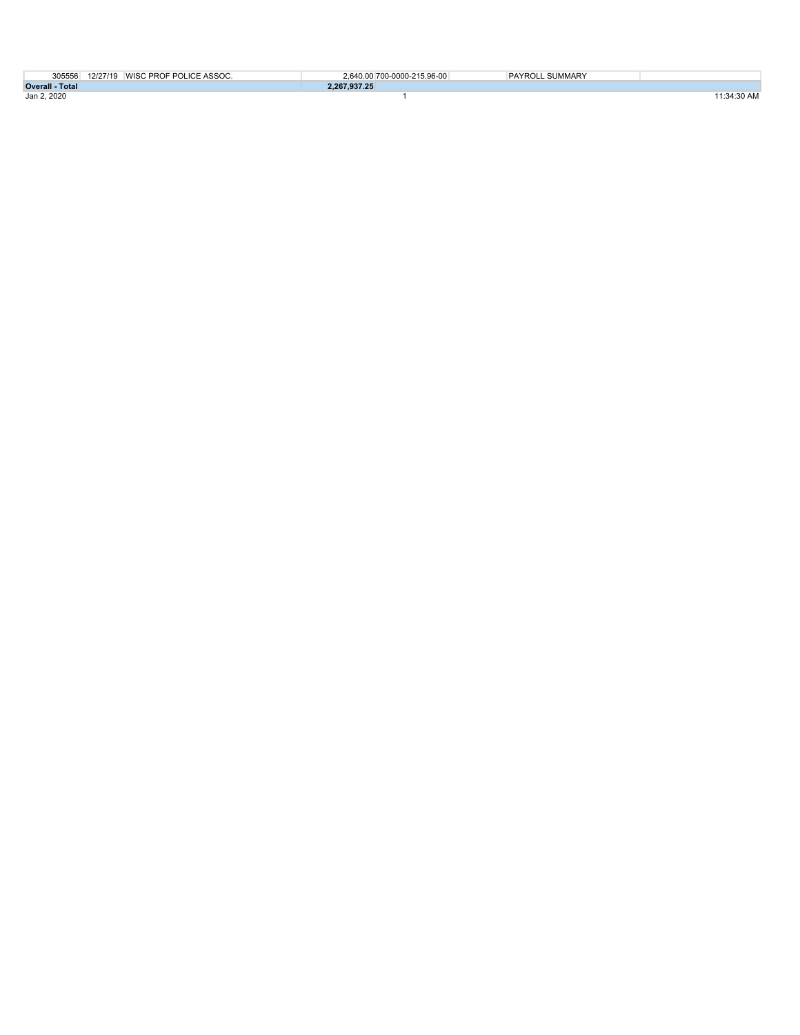| | | | | | | |
|---|---|---|---|---|---|---|
| 305556 | 12/27/19 | WISC PROF POLICE ASSOC. | 2,640.00 | 700-0000-215.96-00 | PAYROLL SUMMARY | |
| **Overall - Total** | | | **2,267,937.25** | | | |

Jan 2, 2020 11:34:30 AM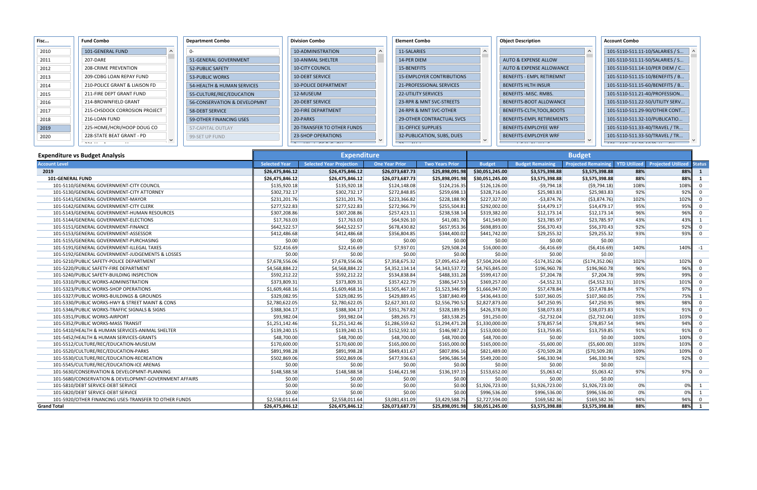| Fisc... |
|---|
| 2010 |
| 2011 |
| 2012 |
| 2013 |
| 2014 |
| 2015 |
| 2016 |
| 2017 |
| 2018 |
| 2019 |
| 2020 |

| Fund Combo |
|---|
| 101-GENERAL FUND |
| 207-DARE |
| 208-CRIME PREVENTION |
| 209-CDBG LOAN REPAY FUND |
| 210-POLICE GRANT & LIAISON FD |
| 211-FIRE DEPT GRANT FUND |
| 214-BROWNFIELD GRANT |
| 215-CHSDOCK CORROSION PROJECT |
| 216-LOAN FUND |
| 225-HOME/HCRI/HOOP DOUG CO |
| 228-STATE BEAT GRANT - PD |

| Department Combo |
|---|
| 0- |
| 51-GENERAL GOVERNMENT |
| 52-PUBLIC SAFETY |
| 53-PUBLIC WORKS |
| 54-HEALTH & HUMAN SERVICES |
| 55-CULTURE/REC/EDUCATION |
| 56-CONSERVATION & DEVELOPMNT |
| 58-DEBT SERVICE |
| 59-OTHER FINANCING USES |
| 57-CAPITAL OUTLAY |
| 99-SET UP FUND |

| Division Combo |
|---|
| 10-ADMINISTRATION |
| 10-ANIMAL SHELTER |
| 10-CITY COUNCIL |
| 10-DEBT SERVICE |
| 10-POLICE DEPARTMENT |
| 12-MUSEUM |
| 20-DEBT SERVICE |
| 20-FIRE DEPARTMENT |
| 20-PARKS |
| 20-TRANSFER TO OTHER FUNDS |
| 23-SHOP OPERATIONS |

| Element Combo |
|---|
| 11-SALARIES |
| 14-PER DIEM |
| 15-BENEFITS |
| 15-EMPLOYER CONTRIBUTIONS |
| 21-PROFESSIONAL SERVICES |
| 22-UTILITY SERVICES |
| 23-RPR & MNT SVC-STREETS |
| 24-RPR & MNT SVC-OTHER |
| 29-OTHER CONTRACTUAL SVCS |
| 31-OFFICE SUPPLIES |
| 32-PUBLICATION, SUBS, DUES |

| Object Description |
|---|
| |
| AUTO & EXPENSE ALLOW |
| AUTO & EXPENSE ALLOWANCE |
| BENEFITS - EMPL RETIREMNT |
| BENEFITS HLTH INSUR |
| BENEFITS -MISC. RMBS. |
| BENEFITS-BOOT ALLOWANCE |
| BENEFITS-CLTH,TOOL,BOOTS |
| BENEFITS-EMPL RETIREMENTS |
| BENEFITS-EMPLOYEE WRF |
| BENEFITS-EMPLOYER WRF |

| Account Combo |
|---|
| 101-5110-511.11-10/SALARIES / S... |
| 101-5110-511.11-50/SALARIES / S... |
| 101-5110-511.14-10/PER DIEM / C... |
| 101-5110-511.15-10/BENEFITS / B... |
| 101-5110-511.15-60/BENEFITS / B... |
| 101-5110-511.21-40/PROFESSION... |
| 101-5110-511.22-50/UTILITY SERV... |
| 101-5110-511.29-90/OTHER CONT... |
| 101-5110-511.32-10/PUBLICATIO... |
| 101-5110-511.33-40/TRAVEL / TR... |
| 101-5110-511.33-50/TRAVEL / TR... |

## Expenditure vs Budget Analysis

| | Expenditure | | | | Budget | | | | | |
|---|---|---|---|---|---|---|---|---|---|---|
| **Account Level** | **Selected Year** | **Selected Year Projection** | **One Year Prior** | **Two Years Prior** | **Budget** | **Budget Remaining** | **Projected Remaining** | **YTD Utilized** | **Projected Utilized** | **Status** |
| **2019** | **$26,475,846.12** | **$26,475,846.12** | **$26,073,687.73** | **$25,898,091.98** | **$30,051,245.00** | **$3,575,398.88** | **$3,575,398.88** | **88%** | **88%** | **1** |
| **101-GENERAL FUND** | **$26,475,846.12** | **$26,475,846.12** | **$26,073,687.73** | **$25,898,091.98** | **$30,051,245.00** | **$3,575,398.88** | **$3,575,398.88** | **88%** | **88%** | **1** |
| 101-5110/GENERAL GOVERNMENT-CITY COUNCIL | $135,920.18 | $135,920.18 | $124,148.08 | $124,216.35 | $126,126.00 | -$9,794.18 | ($9,794.18) | 108% | 108% | 0 |
| 101-5130/GENERAL GOVERNMENT-CITY ATTORNEY | $302,732.17 | $302,732.17 | $272,848.85 | $259,698.13 | $328,716.00 | $25,983.83 | $25,983.83 | 92% | 92% | 0 |
| 101-5141/GENERAL GOVERNMENT-MAYOR | $231,201.76 | $231,201.76 | $223,366.82 | $228,188.90 | $227,327.00 | -$3,874.76 | ($3,874.76) | 102% | 102% | 0 |
| 101-5142/GENERAL GOVERNMENT-CITY CLERK | $277,522.83 | $277,522.83 | $272,966.79 | $255,504.81 | $292,002.00 | $14,479.17 | $14,479.17 | 95% | 95% | 0 |
| 101-5143/GENERAL GOVERNMENT-HUMAN RESOURCES | $307,208.86 | $307,208.86 | $257,423.11 | $238,538.14 | $319,382.00 | $12,173.14 | $12,173.14 | 96% | 96% | 0 |
| 101-5144/GENERAL GOVERNMENT-ELECTIONS | $17,763.03 | $17,763.03 | $64,926.10 | $41,081.70 | $41,549.00 | $23,785.97 | $23,785.97 | 43% | 43% | 1 |
| 101-5151/GENERAL GOVERNMENT-FINANCE | $642,522.57 | $642,522.57 | $678,430.82 | $657,953.36 | $698,893.00 | $56,370.43 | $56,370.43 | 92% | 92% | 0 |
| 101-5153/GENERAL GOVERNMENT-ASSESSOR | $412,486.68 | $412,486.68 | $356,804.85 | $344,400.02 | $441,742.00 | $29,255.32 | $29,255.32 | 93% | 93% | 0 |
| 101-5155/GENERAL GOVERNMENT-PURCHASING | $0.00 | $0.00 | $0.00 | $0.00 | $0.00 | $0.00 | $0.00 | | | |
| 101-5191/GENERAL GOVERNMENT-ILLEGAL TAXES | $22,416.69 | $22,416.69 | $7,937.01 | $29,508.24 | $16,000.00 | -$6,416.69 | ($6,416.69) | 140% | 140% | -1 |
| 101-5192/GENERAL GOVERNMENT-JUDGEMENTS & LOSSES | $0.00 | $0.00 | $0.00 | $0.00 | $0.00 | $0.00 | $0.00 | | | |
| 101-5210/PUBLIC SAFETY-POLICE DEPARTMENT | $7,678,556.06 | $7,678,556.06 | $7,358,675.32 | $7,095,452.49 | $7,504,204.00 | -$174,352.06 | ($174,352.06) | 102% | 102% | 0 |
| 101-5220/PUBLIC SAFETY-FIRE DEPARTMENT | $4,568,884.22 | $4,568,884.22 | $4,352,134.14 | $4,343,537.72 | $4,765,845.00 | $196,960.78 | $196,960.78 | 96% | 96% | 0 |
| 101-5240/PUBLIC SAFETY-BUILDING INSPECTION | $592,212.22 | $592,212.22 | $534,838.84 | $488,331.28 | $599,417.00 | $7,204.78 | $7,204.78 | 99% | 99% | 0 |
| 101-5310/PUBLIC WORKS-ADMINISTRATION | $373,809.31 | $373,809.31 | $357,422.79 | $386,547.53 | $369,257.00 | -$4,552.31 | ($4,552.31) | 101% | 101% | 0 |
| 101-5323/PUBLIC WORKS-SHOP OPERATIONS | $1,609,468.16 | $1,609,468.16 | $1,505,467.10 | $1,523,346.99 | $1,666,947.00 | $57,478.84 | $57,478.84 | 97% | 97% | 0 |
| 101-5327/PUBLIC WORKS-BUILDINGS & GROUNDS | $329,082.95 | $329,082.95 | $429,889.45 | $387,840.49 | $436,443.00 | $107,360.05 | $107,360.05 | 75% | 75% | 1 |
| 101-5330/PUBLIC WORKS-HWY & STREET MAINT & CONS | $2,780,622.05 | $2,780,622.05 | $2,627,301.02 | $2,556,790.52 | $2,827,873.00 | $47,250.95 | $47,250.95 | 98% | 98% | 0 |
| 101-5346/PUBLIC WORKS-TRAFFIC SIGNALS & SIGNS | $388,304.17 | $388,304.17 | $351,767.82 | $328,189.95 | $426,378.00 | $38,073.83 | $38,073.83 | 91% | 91% | 0 |
| 101-5351/PUBLIC WORKS-AIRPORT | $93,982.04 | $93,982.04 | $89,265.73 | $83,538.25 | $91,250.00 | -$2,732.04 | ($2,732.04) | 103% | 103% | 0 |
| 101-5352/PUBLIC WORKS-MASS TRANSIT | $1,251,142.46 | $1,251,142.46 | $1,286,559.62 | $1,294,471.28 | $1,330,000.00 | $78,857.54 | $78,857.54 | 94% | 94% | 0 |
| 101-5410/HEALTH & HUMAN SERVICES-ANIMAL SHELTER | $139,240.15 | $139,240.15 | $152,592.10 | $146,987.23 | $153,000.00 | $13,759.85 | $13,759.85 | 91% | 91% | 0 |
| 101-5452/HEALTH & HUMAN SERVICES-GRANTS | $48,700.00 | $48,700.00 | $48,700.00 | $48,700.00 | $48,700.00 | $0.00 | $0.00 | 100% | 100% | 0 |
| 101-5512/CULTURE/REC/EDUCATION-MUSEUM | $170,600.00 | $170,600.00 | $165,000.00 | $165,000.00 | $165,000.00 | -$5,600.00 | ($5,600.00) | 103% | 103% | 0 |
| 101-5520/CULTURE/REC/EDUCATION-PARKS | $891,998.28 | $891,998.28 | $849,431.67 | $807,896.16 | $821,489.00 | -$70,509.28 | ($70,509.28) | 109% | 109% | 0 |
| 101-5530/CULTURE/REC/EDUCATION-RECREATION | $502,869.06 | $502,869.06 | $477,936.63 | $496,586.54 | $549,200.00 | $46,330.94 | $46,330.94 | 92% | 92% | 0 |
| 101-5545/CULTURE/REC/EDUCATION-ICE ARENAS | $0.00 | $0.00 | $0.00 | $0.00 | $0.00 | $0.00 | $0.00 | | | |
| 101-5630/CONSERVATION & DEVELOPMNT-PLANNING | $148,588.58 | $148,588.58 | $146,421.98 | $136,197.15 | $153,652.00 | $5,063.42 | $5,063.42 | 97% | 97% | 0 |
| 101-5680/CONSERVATION & DEVELOPMNT-GOVERNMENT AFFAIRS | $0.00 | $0.00 | $0.00 | $0.00 | $0.00 | $0.00 | $0.00 | | | |
| 101-5810/DEBT SERVICE-DEBT SERVICE | $0.00 | $0.00 | $0.00 | $0.00 | $1,926,723.00 | $1,926,723.00 | $1,926,723.00 | 0% | 0% | 1 |
| 101-5820/DEBT SERVICE-DEBT SERVICE | $0.00 | $0.00 | $0.00 | $0.00 | $996,536.00 | $996,536.00 | $996,536.00 | 0% | 0% | 1 |
| 101-5920/OTHER FINANCING USES-TRANSFER TO OTHER FUNDS | $2,558,011.64 | $2,558,011.64 | $3,081,431.09 | $3,429,588.75 | $2,727,594.00 | $169,582.36 | $169,582.36 | 94% | 94% | 0 |
| **Grand Total** | **$26,475,846.12** | **$26,475,846.12** | **$26,073,687.73** | **$25,898,091.98** | **$30,051,245.00** | **$3,575,398.88** | **$3,575,398.88** | **88%** | **88%** | **1** |